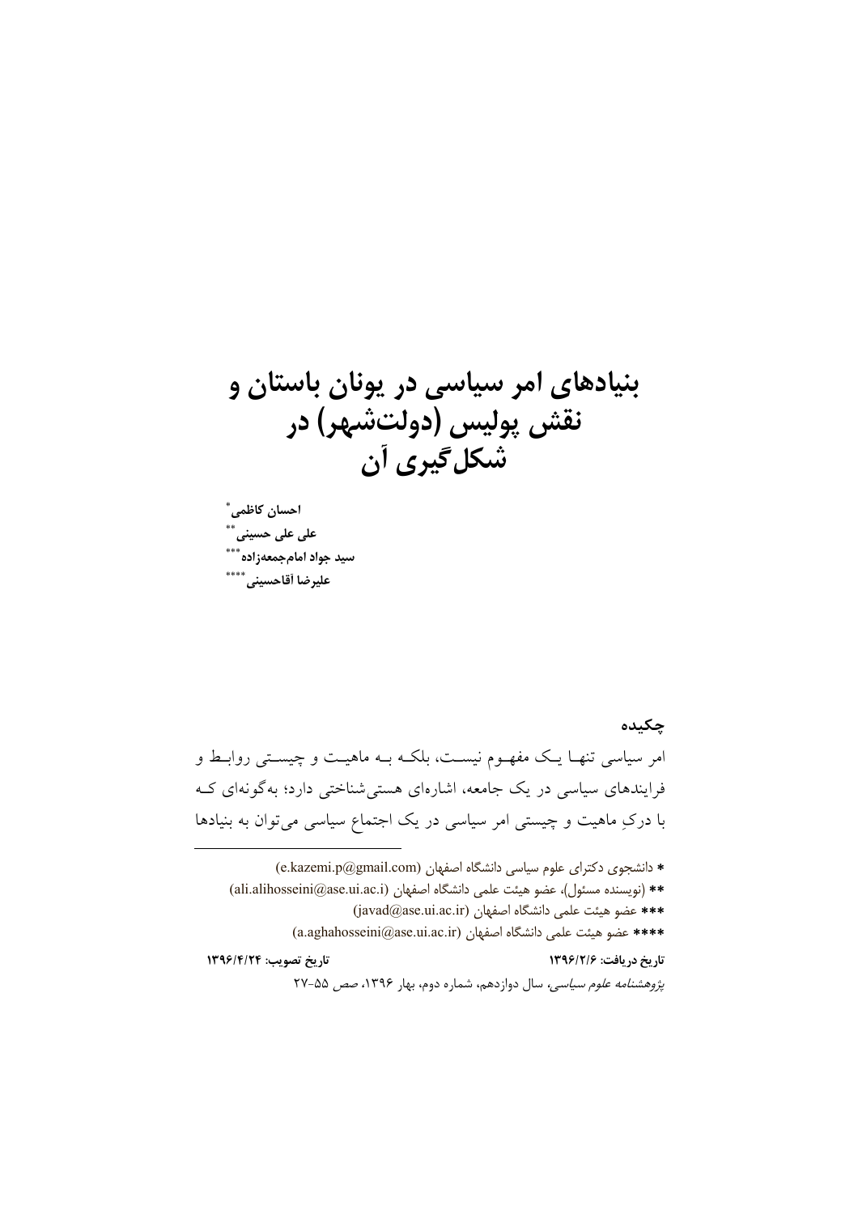# بنیادهای امر سیاسی در یونان باستان و نقش پولیس (دولت‌شهر) در شکل‌گیری آن

**احسان کاظمی***

**علی علی حسینی****

**سید جواد امام‌جمعه‌زاده*****

**علیرضا آقاحسینی******

## چکیده

امر سیاسی تنها یک مفهوم نیست، بلکه به ماهیت و چیستی روابط و فرایندهای سیاسی در یک جامعه، اشاره‌ای هستی‌شناختی دارد؛ به‌گونه‌ای که با درکِ ماهیت و چیستی امر سیاسی در یک اجتماع سیاسی می‌توان به بنیادها

---

* دانشجوی دکترای علوم سیاسی دانشگاه اصفهان (e.kazemi.p@gmail.com)

** (نویسنده مسئول)، عضو هیئت علمی دانشگاه اصفهان (ali.alihosseini@ase.ui.ac.i)

*** عضو هیئت علمی دانشگاه اصفهان (javad@ase.ui.ac.ir)

**** عضو هیئت علمی دانشگاه اصفهان (a.aghahosseini@ase.ui.ac.ir)

**تاریخ دریافت: ۱۳۹۶/۲/۶** **تاریخ تصویب: ۱۳۹۶/۴/۲۴**

*پژوهشنامه علوم سیاسی*، سال دوازدهم، شماره دوم، بهار ۱۳۹۶، صص ۵۵-۲۷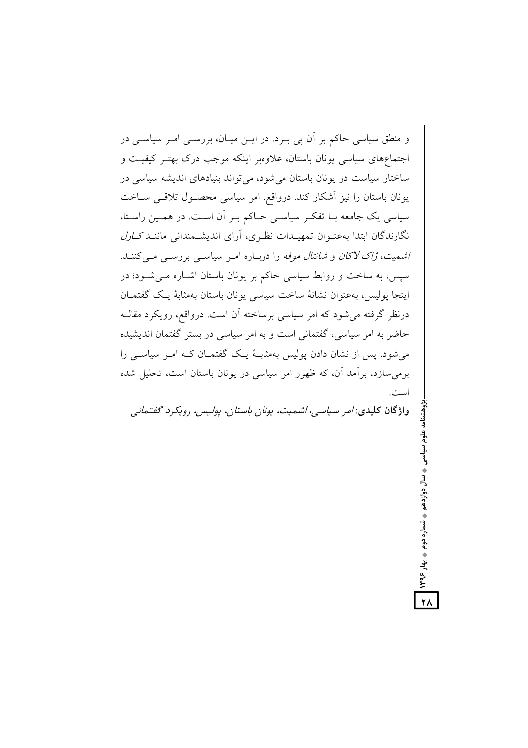و منطق سیاسی حاکم بر آن پی برد. در این میان، بررسی امر سیاسی در اجتماع‌های سیاسی یونان باستان، علاوه‌بر اینکه موجب درک بهتر کیفیت و ساختار سیاست در یونان باستان می‌شود، می‌تواند بنیادهای اندیشه سیاسی در یونان باستان را نیز آشکار کند. درواقع، امر سیاسی محصول تلاقی ساخت سیاسی یک جامعه با تفکر سیاسی حاکم بر آن است. در همین راستا، نگارندگان ابتدا به‌عنوان تمهیدات نظری، آرای اندیشمندانی مانند *کارل اشمیت*، *ژاک لاکان* و *شانتال موفه* را درباره امر سیاسی بررسی می‌کنند. سپس، به ساخت و روابط سیاسی حاکم بر یونان باستان اشاره می‌شود؛ در اینجا پولیس، به‌عنوان نشانهٔ ساخت سیاسی یونان باستان به‌مثابهٔ یک گفتمان درنظر گرفته می‌شود که امر سیاسی برساخته آن است. درواقع، رویکرد مقاله حاضر به امر سیاسی، گفتمانی است و به امر سیاسی در بستر گفتمان اندیشیده می‌شود. پس از نشان دادن پولیس به‌مثابهٔ یک گفتمان که امر سیاسی را برمی‌سازد، برآمد آن، که ظهور امر سیاسی در یونان باستان است، تحلیل شده است.

**واژگان کلیدی:** *امر سیاسی، اشمیت، یونان باستان، پولیس، رویکرد گفتمانی*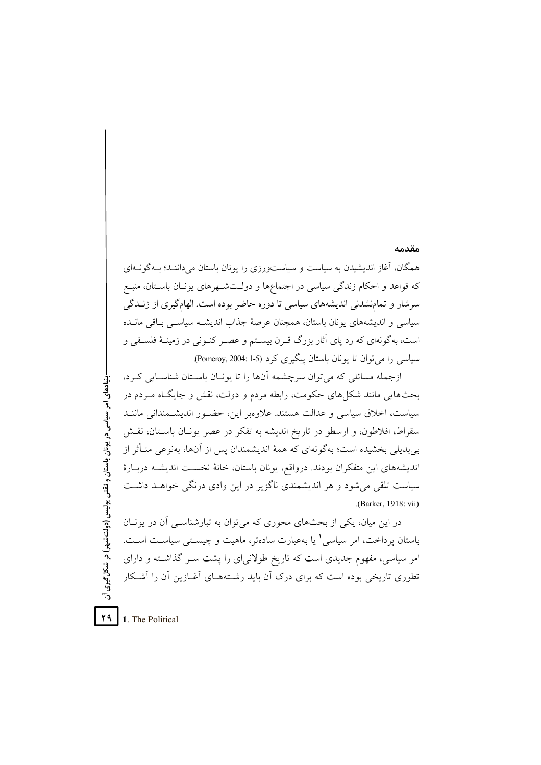## مقدمه

همگان، آغاز اندیشیدن به سیاست و سیاست‌ورزی را یونان باستان می‌دانند؛ به‌گونه‌ای که قواعد و احکام زندگی سیاسی در اجتماع‌ها و دولت‌شهرهای یونان باستان، منبع سرشار و تمام‌نشدنی اندیشه‌های سیاسی تا دوره حاضر بوده است. الهام‌گیری از زندگی سیاسی و اندیشه‌های یونان باستان، همچنان عرصهٔ جذاب اندیشه سیاسی باقی مانده است، به‌گونه‌ای که رد پای آثار بزرگ قرن بیستم و عصر کنونی در زمینهٔ فلسفی و سیاسی را می‌توان تا یونان باستان پیگیری کرد (Pomeroy, 2004: 1-5).

ازجمله مسائلی که می‌توان سرچشمه آن‌ها را تا یونان باستان شناسایی کرد، بحث‌هایی مانند شکل‌های حکومت، رابطه مردم و دولت، نقش و جایگاه مردم در سیاست، اخلاق سیاسی و عدالت هستند. علاوه‌بر این، حضور اندیشمندانی مانند سقراط، افلاطون، و ارسطو در تاریخ اندیشه به تفکر در عصر یونان باستان، نقش بی‌بدیلی بخشیده است؛ به‌گونه‌ای که همهٔ اندیشمندان پس از آن‌ها، به‌نوعی متأثر از اندیشه‌های این متفکران بودند. درواقع، یونان باستان، خانهٔ نخست اندیشه دربارهٔ سیاست تلقی می‌شود و هر اندیشمندی ناگزیر در این وادی درنگی خواهد داشت (Barker, 1918: vii).

در این میان، یکی از بحث‌های محوری که می‌توان به تبارشناسی آن در یونان باستان پرداخت، امر سیاسی[1] یا به‌عبارت ساده‌تر، ماهیت و چیستی سیاست است. امر سیاسی، مفهوم جدیدی است که تاریخ طولانی‌ای را پشت سر گذاشته و دارای تطوری تاریخی بوده است که برای درک آن باید رشته‌های آغازین آن را آشکار

---

1. The Political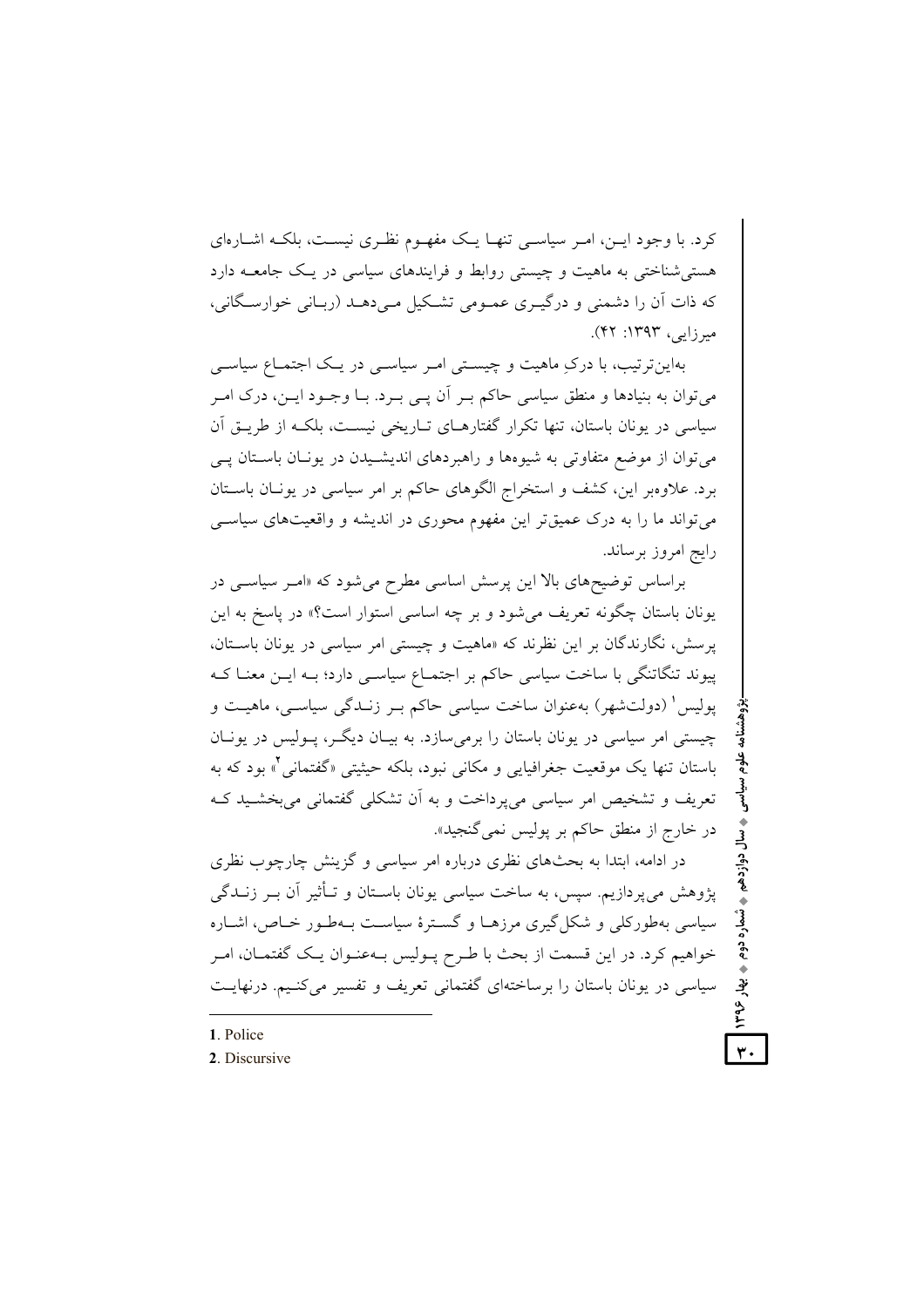کرد. با وجود این، امر سیاسی تنها یک مفهوم نظری نیست، بلکه اشاره‌ای هستی‌شناختی به ماهیت و چیستی روابط و فرایندهای سیاسی در یک جامعه دارد که ذات آن را دشمنی و درگیری عمومی تشکیل می‌دهد (ربانی خوارسگانی، میرزایی، ۱۳۹۳: ۴۲).

به‌این‌ترتیب، با درکِ ماهیت و چیستی امر سیاسی در یک اجتماع سیاسی می‌توان به بنیادها و منطق سیاسی حاکم بر آن پی برد. با وجود این، درک امر سیاسی در یونان باستان، تنها تکرار گفتارهای تاریخی نیست، بلکه از طریق آن می‌توان از موضع متفاوتی به شیوه‌ها و راهبردهای اندیشیدن در یونان باستان پی برد. علاوه‌بر این، کشف و استخراج الگوهای حاکم بر امر سیاسی در یونان باستان می‌تواند ما را به درک عمیق‌تر این مفهوم محوری در اندیشه و واقعیت‌های سیاسی رایج امروز برساند.

براساس توضیح‌های بالا این پرسش اساسی مطرح می‌شود که «امر سیاسی در یونان باستان چگونه تعریف می‌شود و بر چه اساسی استوار است؟» در پاسخ به این پرسش، نگارندگان بر این نظرند که «ماهیت و چیستی امر سیاسی در یونان باستان، پیوند تنگاتنگی با ساخت سیاسی حاکم بر اجتماع سیاسی دارد؛ به این معنا که پولیس[1] (دولت‌شهر) به‌عنوان ساخت سیاسی حاکم بر زندگی سیاسی، ماهیت و چیستی امر سیاسی در یونان باستان را برمی‌سازد. به بیان دیگر، پولیس در یونان باستان تنها یک موقعیت جغرافیایی و مکانی نبود، بلکه حیثیتی «گفتمانی[2]» بود که به تعریف و تشخیص امر سیاسی می‌پرداخت و به آن تشکلی گفتمانی می‌بخشید که در خارج از منطق حاکم بر پولیس نمی‌گنجید».

در ادامه، ابتدا به بحث‌های نظری درباره امر سیاسی و گزینش چارچوب نظری پژوهش می‌پردازیم. سپس، به ساخت سیاسی یونان باستان و تأثیر آن بر زندگی سیاسی به‌طورکلی و شکل‌گیری مرزها و گسترهٔ سیاست به‌طور خاص، اشاره خواهیم کرد. در این قسمت از بحث با طرح پولیس به‌عنوان یک گفتمان، امر سیاسی در یونان باستان را برساخته‌ای گفتمانی تعریف و تفسیر می‌کنیم. درنهایت

---

1. Police
2. Discursive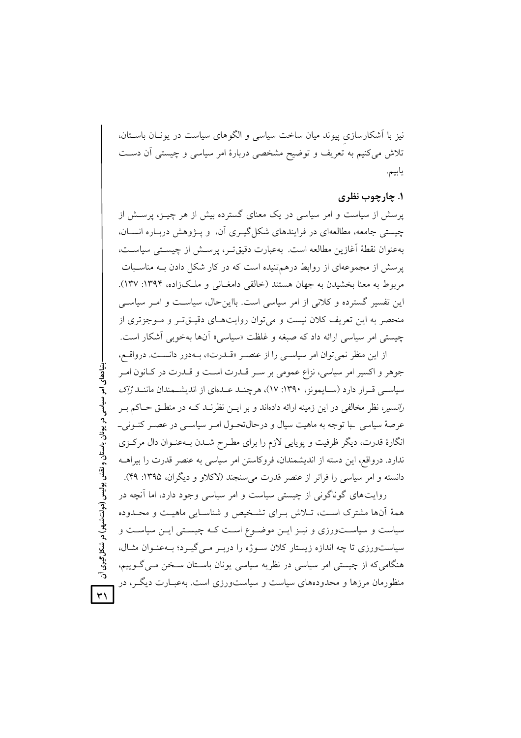نیز با آشکارسازیِ پیوند میان ساخت سیاسی و الگوهای سیاست در یونـان باسـتان، تلاش می‌کنیم به تعریف و توضیح مشخصی دربارهٔ امر سیاسی و چیستی آن دسـت یابیم.

## ۱. چارچوب نظری

پرسش از سیاست و امر سیاسی در یک معنای گسترده بیش از هر چیـز، پرسـش از چیستی جامعه، مطالعه‌ای در فرایندهای شکل‌گیـری آن، و پـژوهش دربـاره انسـان، به‌عنوان نقطهٔ آغازین مطالعه است. به‌عبارت دقیق‌تـر، پرسـش از چیسـتی سیاسـت، پرسش از مجموعه‌ای از روابط درهم‌تنیده است که در کار شکل دادن بـه مناسـبات مربوط به معنا بخشیدن به جهان هستند (خالقی دامغـانی و ملـک‌زاده، ۱۳۹۴: ۱۳۷). این تفسیر گسترده و کلانی از امر سیاسی است. بااین‌حال، سیاسـت و امـر سیاسـی منحصر به این تعریف کلان نیست و می‌توان روایت‌هـای دقیـق‌تـر و مـوجزتری از چیستی امر سیاسی ارائه داد که صبغه و غلظت «سیاسی» آن‌ها به‌خوبی آشکار است.

از این منظر نمی‌توان امر سیاسـی را از عنصـر «قـدرت»، بـه‌دور دانسـت. درواقـع، جوهر و اکسیر امر سیاسی، نزاع عمومی بر سـر قـدرت اسـت و قـدرت در کـانون امـر سیاسـی قـرار دارد (سـایمونز، ۱۳۹۰: ۱۷)، هرچنـد عـده‌ای از اندیشـمندان ماننـد *ژاک رانسیر*، نظر مخالفی در این زمینه ارائه داده‌اند و بر ایـن نظرنـد کـه در منطـق حـاکم بـر عرصهٔ سیاسی ـ با توجه به ماهیت سیال و درحال‌تحـول امـر سیاسـی در عصـر کنـونی ـ انگارهٔ قدرت، دیگر ظرفیت و پویایی لازم را برای مطـرح شـدن بـه‌عنـوان دال مرکـزی ندارد. درواقع، این دسته از اندیشمندان، فروکاستن امر سیاسی به عنصر قدرت را بیراهـه دانسته و امر سیاسی را فراتر از عنصر قدرت می‌سنجند (لاکلاو و دیگران، ۱۳۹۵: ۴۹).

روایت‌های گوناگونی از چیستی سیاست و امر سیاسی وجود دارد، اما آنچه در همهٔ آن‌ها مشترک اسـت، تـلاش بـرای تشـخیص و شناسـایی ماهیـت و محـدوده سیاست و سیاسـت‌ورزی و نیـز ایـن موضـوع اسـت کـه چیسـتی ایـن سیاسـت و سیاست‌ورزی تا چه اندازه زیستار کلان سـوژه را دربـر مـی‌گیـرد؛ بـه‌عنـوان مثـال، هنگامی‌که از چیستی امر سیاسی در نظریه سیاسی یونان باسـتان سـخن مـی‌گـوییم، منظورمان مرزها و محدوده‌های سیاست و سیاست‌ورزی است. به‌عبـارت دیگـر، در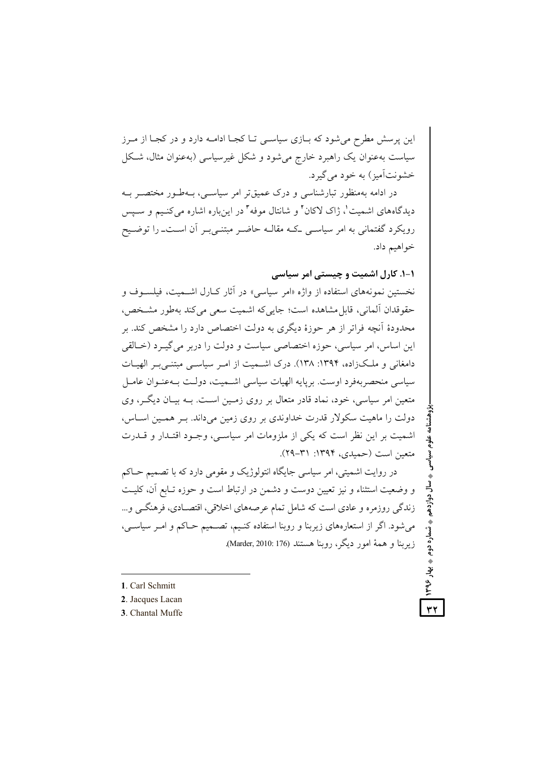این پرسش مطرح می‌شود که بازی سیاسی تا کجا ادامه دارد و در کجا از مرز سیاست به‌عنوان یک راهبرد خارج می‌شود و شکل غیرسیاسی (به‌عنوان مثال، شکل خشونت‌آمیز) به خود می‌گیرد.

در ادامه به‌منظور تبارشناسی و درک عمیق‌تر امر سیاسی، به‌طور مختصر به دیدگاه‌های اشمیت[1]، ژاک لاکان[2] و شانتال موفه[3] در این‌باره اشاره می‌کنیم و سپس رویکرد گفتمانی به امر سیاسی ـکه مقاله حاضر مبتنی‌بر آن استـ را توضیح خواهیم داد.

### ۱-۱. کارل اشمیت و چیستی امر سیاسی

نخستین نمونه‌های استفاده از واژه «امر سیاسی» در آثار کارل اشمیت، فیلسوف و حقوقدان آلمانی، قابل مشاهده است؛ جایی‌که اشمیت سعی می‌کند به‌طور مشخص، محدودهٔ آنچه فراتر از هر حوزهٔ دیگری به دولت اختصاص دارد را مشخص کند. بر این اساس، امر سیاسی، حوزه اختصاصی سیاست و دولت را دربر می‌گیرد (خالقی دامغانی و ملک‌زاده، ۱۳۹۴: ۱۳۸). درک اشمیت از امر سیاسی مبتنی‌بر الهیات سیاسی منحصربه‌فرد اوست. برپایه الهیات سیاسی اشمیت، دولت به‌عنوان عامل متعین امر سیاسی، خود، نماد قادر متعال بر روی زمین است. به بیان دیگر، وی دولت را ماهیت سکولار قدرت خداوندی بر روی زمین می‌داند. بر همین اساس، اشمیت بر این نظر است که یکی از ملزومات امر سیاسی، وجود اقتدار و قدرت متعین است (حمیدی، ۱۳۹۴: ۳۱-۲۹).

در روایت اشمیتی، امر سیاسی جایگاه انتولوژیک و مقومی دارد که با تصمیم حاکم و وضعیت استثناء و نیز تعیین دوست و دشمن در ارتباط است و حوزه تابع آن، کلیت زندگی روزمره و عادی است که شامل تمام عرصه‌های اخلاقی، اقتصادی، فرهنگی و... می‌شود. اگر از استعاره‌های زیربنا و روبنا استفاده کنیم، تصمیم حاکم و امر سیاسی، زیربنا و همهٔ امور دیگر، روبنا هستند (Marder, 2010: 176).

---

1. Carl Schmitt
2. Jacques Lacan
3. Chantal Muffe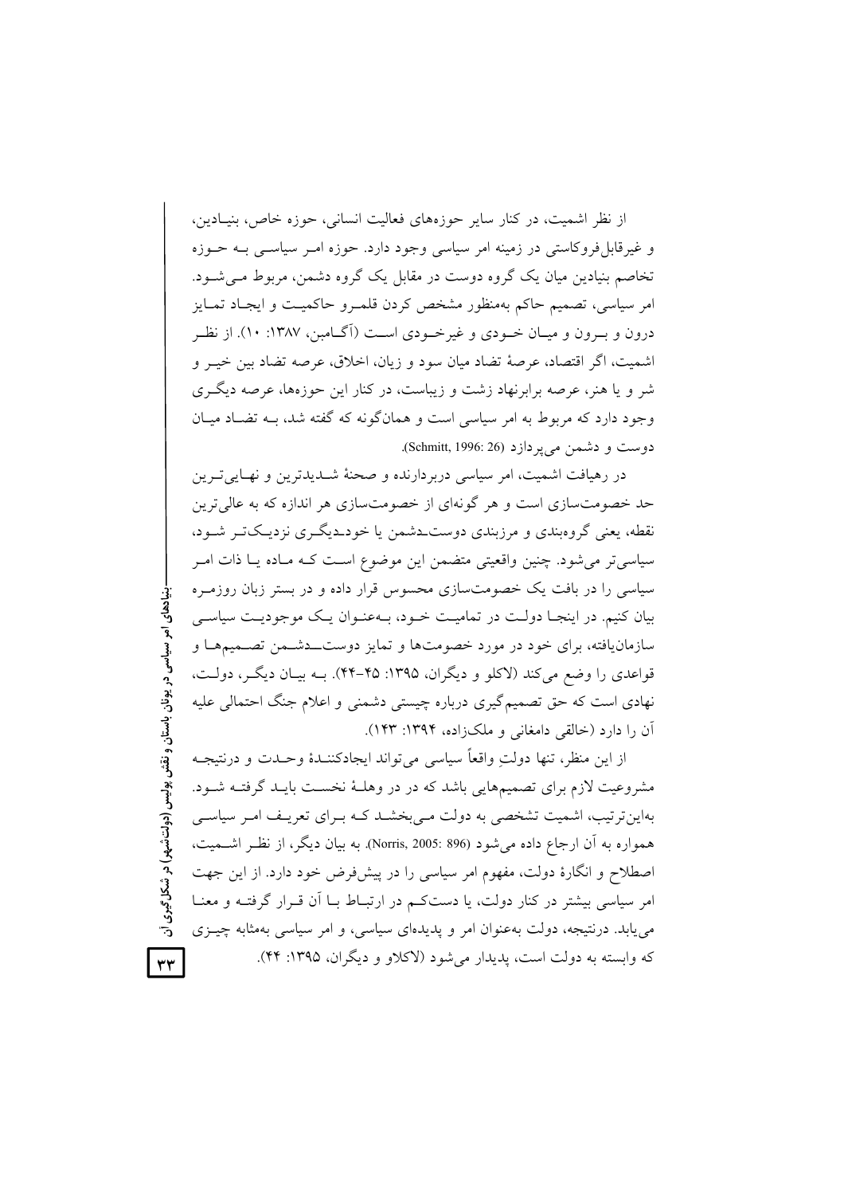از نظر اشمیت، در کنار سایر حوزه‌های فعالیت انسانی، حوزه خاص، بنیادین، و غیرقابل‌فروکاستی در زمینه امر سیاسی وجود دارد. حوزه امر سیاسی به حوزه تخاصم بنیادین میان یک گروه دوست در مقابل یک گروه دشمن، مربوط می‌شود. امر سیاسی، تصمیم حاکم به‌منظور مشخص کردن قلمرو حاکمیت و ایجاد تمایز درون و برون و میان خودی و غیرخودی است (آگامبن، ۱۳۸۷: ۱۰). از نظر اشمیت، اگر اقتصاد، عرصهٔ تضاد میان سود و زیان، اخلاق، عرصه تضاد بین خیر و شر و یا هنر، عرصه برابرنهاد زشت و زیباست، در کنار این حوزه‌ها، عرصه دیگری وجود دارد که مربوط به امر سیاسی است و همان‌گونه که گفته شد، به تضاد میان دوست و دشمن می‌پردازد (Schmitt, 1996: 26).

در رهیافت اشمیت، امر سیاسی دربردارنده و صحنهٔ شدیدترین و نهایی‌ترین حد خصومت‌سازی است و هر گونه‌ای از خصومت‌سازی هر اندازه که به عالی‌ترین نقطه، یعنی گروه‌بندی و مرزبندی دوست‌ـدشمن یا خودـدیگری نزدیک‌تر شود، سیاسی‌تر می‌شود. چنین واقعیتی متضمن این موضوع است که ماده یا ذات امر سیاسی را در بافت یک خصومت‌سازی محسوس قرار داده و در بستر زبان روزمره بیان کنیم. در اینجا دولت در تمامیت خود، به‌عنوان یک موجودیت سیاسی سازمان‌یافته، برای خود در مورد خصومت‌ها و تمایز دوست‌ـدشمن تصمیم‌ها و قواعدی را وضع می‌کند (لاکلو و دیگران، ۱۳۹۵: ۴۵-۴۴). به بیان دیگر، دولت، نهادی است که حق تصمیم‌گیری درباره چیستی دشمنی و اعلام جنگ احتمالی علیه آن را دارد (خالقی دامغانی و ملک‌زاده، ۱۳۹۴: ۱۴۳).

از این منظر، تنها دولتِ واقعاً سیاسی می‌تواند ایجادکنندهٔ وحدت و درنتیجه مشروعیت لازم برای تصمیم‌هایی باشد که در در وهلهٔ نخست باید گرفته شود. به‌این‌ترتیب، اشمیت تشخصی به دولت می‌بخشد که برای تعریف امر سیاسی همواره به آن ارجاع داده می‌شود (Norris, 2005: 896). به بیان دیگر، از نظر اشمیت، اصطلاح و انگارهٔ دولت، مفهوم امر سیاسی را در پیش‌فرض خود دارد. از این جهت امر سیاسی بیشتر در کنار دولت، یا دست‌کم در ارتباط با آن قرار گرفته و معنا می‌یابد. درنتیجه، دولت به‌عنوان امر و پدیده‌ای سیاسی، و امر سیاسی به‌مثابه چیزی که وابسته به دولت است، پدیدار می‌شود (لاکلاو و دیگران، ۱۳۹۵: ۴۴).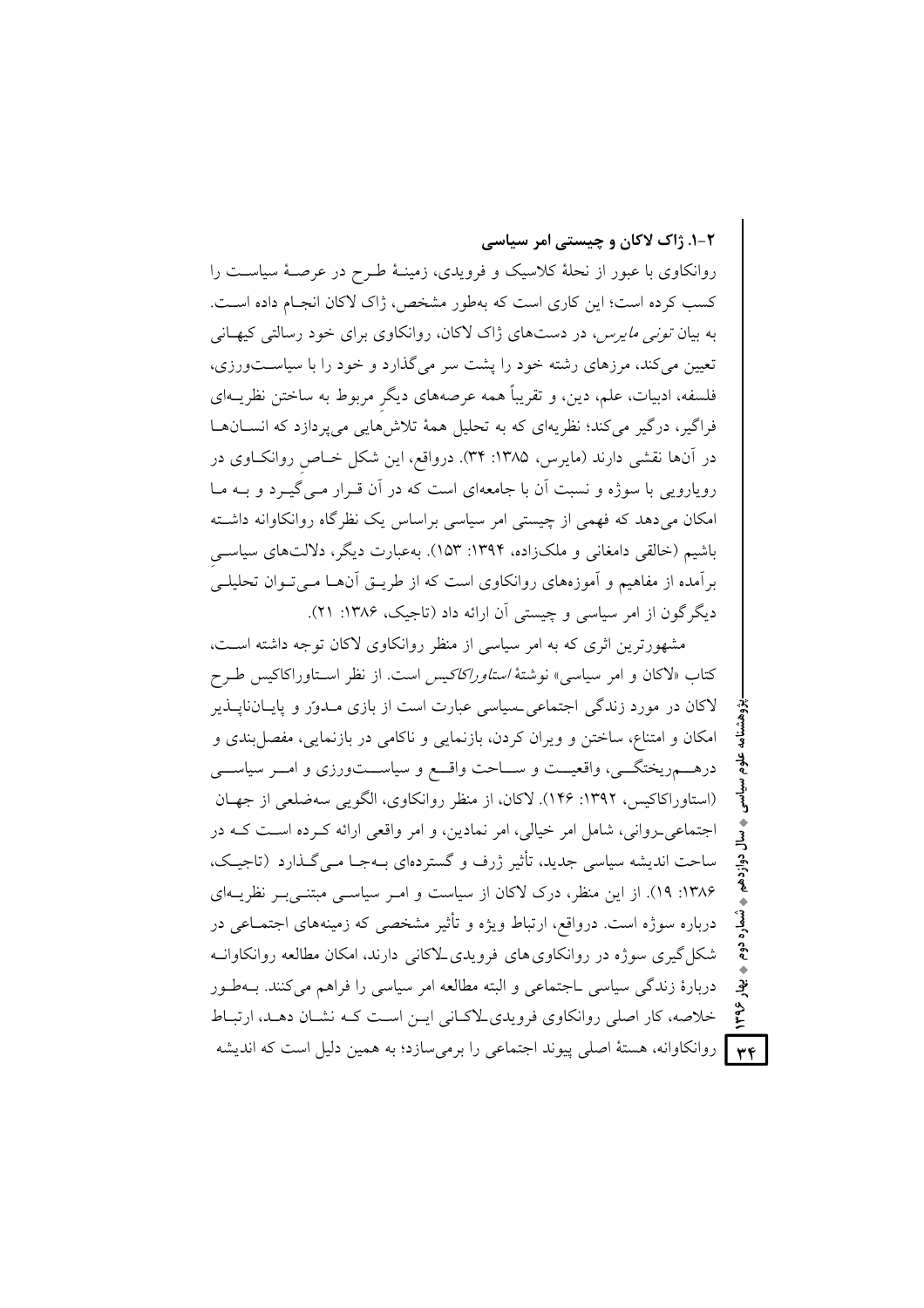### ۲-۱. ژاک لاکان و چیستی امر سیاسی

روانکاوی با عبور از نحلهٔ کلاسیک و فرویدی، زمینهٔ طرح در عرصهٔ سیاست را کسب کرده است؛ این کاری است که به‌طور مشخص، ژاک لاکان انجام داده است. به بیان *تونی مایرس*، در دست‌های ژاک لاکان، روانکاوی برای خود رسالتی کیهانی تعیین می‌کند، مرزهای رشته خود را پشت سر می‌گذارد و خود را با سیاست‌ورزی، فلسفه، ادبیات، علم، دین، و تقریباً همه عرصه‌های دیگرِ مربوط به ساختن نظریه‌ای فراگیر، درگیر می‌کند؛ نظریه‌ای که به تحلیل همهٔ تلاش‌هایی می‌پردازد که انسان‌ها در آن‌ها نقشی دارند (مایرس، ۱۳۸۵: ۳۴). درواقع، این شکل خاصِ روانکاوی در رویارویی با سوژه و نسبت آن با جامعه‌ای است که در آن قرار می‌گیرد و به ما امکان می‌دهد که فهمی از چیستی امر سیاسی براساس یک نظرگاه روانکاوانه داشته باشیم (خالقی دامغانی و ملک‌زاده، ۱۳۹۴: ۱۵۳). به‌عبارت دیگر، دلالت‌های سیاسیِ برآمده از مفاهیم و آموزه‌های روانکاوی است که از طریق آن‌ها می‌توان تحلیلی دیگرگون از امر سیاسی و چیستی آن ارائه داد (تاجیک، ۱۳۸۶: ۲۱).

مشهورترین اثری که به امر سیاسی از منظر روانکاوی لاکان توجه داشته است، کتاب «لاکان و امر سیاسی» نوشتهٔ *استاوراکاکیس* است. از نظر استاوراکاکیس طرح لاکان در مورد زندگی اجتماعی-سیاسی عبارت است از بازی مدوّر و پایان‌ناپذیر امکان و امتناع، ساختن و ویران کردن، بازنمایی و ناکامی در بازنمایی، مفصل‌بندی و درهم‌ریختگی، واقعیت و ساحت واقع و سیاست‌ورزی و امر سیاسی (استاوراکاکیس، ۱۳۹۲: ۱۴۶). لاکان، از منظر روانکاوی، الگویی سه‌ضلعی از جهان اجتماعی-روانی، شامل امر خیالی، امر نمادین، و امر واقعی ارائه کرده است که در ساحت اندیشه سیاسی جدید، تأثیر ژرف و گسترده‌ای به‌جا می‌گذارد (تاجیک، ۱۳۸۶: ۱۹). از این منظر، درک لاکان از سیاست و امر سیاسی مبتنی‌بر نظریه‌ای درباره سوژه است. درواقع، ارتباط ویژه و تأثیر مشخصی که زمینه‌های اجتماعی در شکل‌گیری سوژه در روانکاوی‌های فرویدی-لاکانی دارند، امکان مطالعه روانکاوانه دربارهٔ زندگی سیاسی -اجتماعی و البته مطالعه امر سیاسی را فراهم می‌کنند. به‌طور خلاصه، کار اصلی روانکاوی فرویدی-لاکانی این است که نشان دهد، ارتباط روانکاوانه، هستهٔ اصلی پیوند اجتماعی را برمی‌سازد؛ به همین دلیل است که اندیشه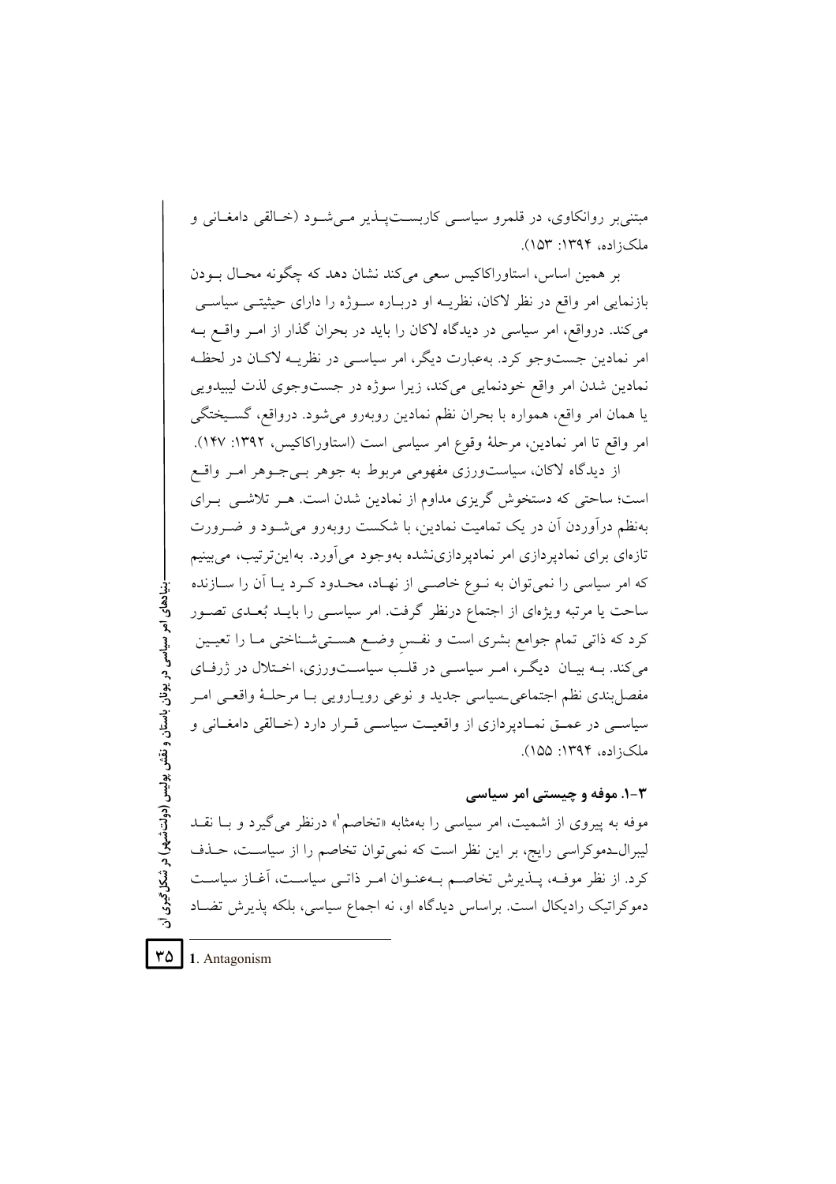مبتنی‌بر روانکاوی، در قلمرو سیاسی کاربست‌پذیر می‌شود (خالقی دامغانی و ملک‌زاده، ۱۳۹۴: ۱۵۳).

بر همین اساس، استاوراکاکیس سعی می‌کند نشان دهد که چگونه محال بودن بازنمایی امر واقع در نظر لاکان، نظریه او درباره سوژه را دارای حیثیتی سیاسی می‌کند. درواقع، امر سیاسی در دیدگاه لاکان را باید در بحران گذار از امر واقع به امر نمادین جست‌وجو کرد. به‌عبارت دیگر، امر سیاسی در نظریه لاکان در لحظه نمادین شدن امر واقع خودنمایی می‌کند، زیرا سوژه در جست‌وجوی لذت لیبیدویی یا همان امر واقع، همواره با بحران نظم نمادین روبه‌رو می‌شود. درواقع، گسیختگی امر واقع تا امر نمادین، مرحلهٔ وقوع امر سیاسی است (استاوراکاکیس، ۱۳۹۲: ۱۴۷).

از دیدگاه لاکان، سیاست‌ورزی مفهومی مربوط به جوهر بی‌جوهر امر واقع است؛ ساحتی که دستخوش گریزی مداوم از نمادین شدن است. هر تلاشی برای به‌نظم درآوردن آن در یک تمامیت نمادین، با شکست روبه‌رو می‌شود و ضرورت تازه‌ای برای نمادپردازی امر نمادپردازی‌نشده به‌وجود می‌آورد. به‌این‌ترتیب، می‌بینیم که امر سیاسی را نمی‌توان به نوع خاصی از نهاد، محدود کرد یا آن را سازنده ساحت یا مرتبه ویژه‌ای از اجتماع درنظر گرفت. امر سیاسی را باید بُعدی تصور کرد که ذاتی تمام جوامع بشری است و نفسِ وضع هستی‌شناختی ما را تعیین می‌کند. به بیان دیگر، امر سیاسی در قلب سیاست‌ورزی، اختلال در ژرفای مفصل‌بندی نظم اجتماعی‌ـسیاسی جدید و نوعی رویارویی با مرحلهٔ واقعی امر سیاسی در عمق نمادپردازی از واقعیت سیاسی قرار دارد (خالقی دامغانی و ملک‌زاده، ۱۳۹۴: ۱۵۵).

### ۳-۱. موفه و چیستی امر سیاسی

موفه به پیروی از اشمیت، امر سیاسی را به‌مثابه «تخاصم[1]» درنظر می‌گیرد و با نقد لیبرال‌ـدموکراسی رایج، بر این نظر است که نمی‌توان تخاصم را از سیاست، حذف کرد. از نظر موفه، پذیرش تخاصم به‌عنوان امر ذاتی سیاست، آغاز سیاست دموکراتیک رادیکال است. براساس دیدگاه او، نه اجماع سیاسی، بلکه پذیرش تضاد

---

1. Antagonism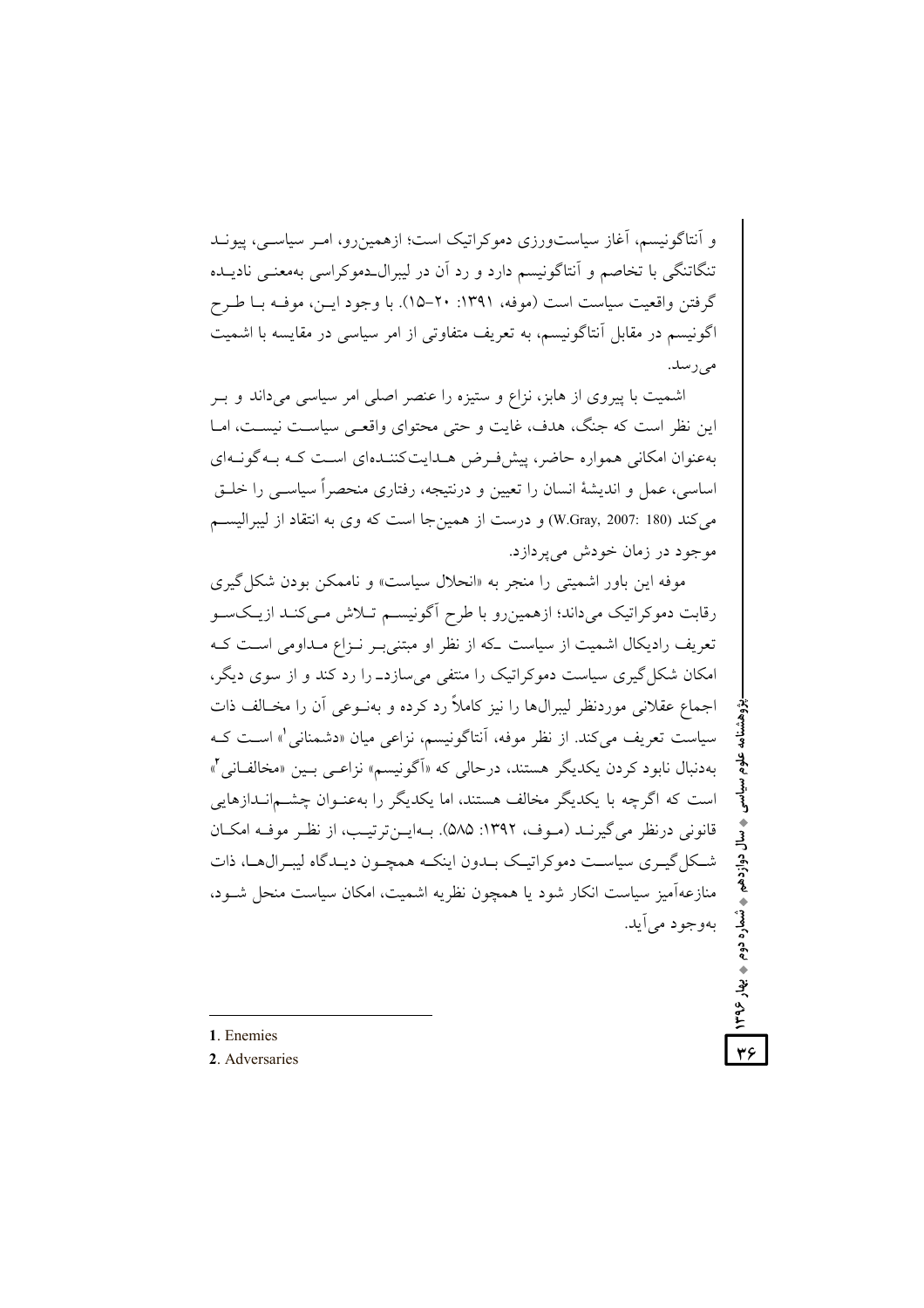و آنتاگونیسم، آغاز سیاست‌ورزی دموکراتیک است؛ ازهمین‌رو، امر سیاسی، پیوند تنگاتنگی با تخاصم و آنتاگونیسم دارد و رد آن در لیبرال‌ـدموکراسی به‌معنی نادیده گرفتن واقعیت سیاست است (موفه، ۱۳۹۱: ۲۰-۱۵). با وجود این، موفه با طرح اگونیسم در مقابل آنتاگونیسم، به تعریف متفاوتی از امر سیاسی در مقایسه با اشمیت می‌رسد.

اشمیت با پیروی از هابز، نزاع و ستیزه را عنصر اصلی امر سیاسی می‌داند و بر این نظر است که جنگ، هدف، غایت و حتی محتوای واقعی سیاست نیست، اما به‌عنوان امکانی همواره حاضر، پیش‌فرض هدایت‌کننده‌ای است که به‌گونه‌ای اساسی، عمل و اندیشهٔ انسان را تعیین و درنتیجه، رفتاری منحصراً سیاسی را خلق می‌کند (W.Gray, 2007: 180) و درست از همین‌جا است که وی به انتقاد از لیبرالیسم موجود در زمان خودش می‌پردازد.

موفه این باور اشمیتی را منجر به «انحلال سیاست» و ناممکن بودن شکل‌گیری رقابت دموکراتیک می‌داند؛ ازهمین‌رو با طرح آگونیسم تلاش می‌کند ازیک‌سو تعریف رادیکال اشمیت از سیاست ـکه از نظر او مبتنی‌بر نزاع مداومی است که امکان شکل‌گیری سیاست دموکراتیک را منتفی می‌سازدـ را رد کند و از سوی دیگر، اجماع عقلانی موردنظر لیبرال‌ها را نیز کاملاً رد کرده و به‌نوعی آن را مخالف ذات سیاست تعریف می‌کند. از نظر موفه، آنتاگونیسم، نزاعی میان «دشمنانی[1]» است که به‌دنبال نابود کردن یکدیگر هستند، درحالی که «آگونیسم» نزاعی بین «مخالفانی[2]» است که اگرچه با یکدیگر مخالف هستند، اما یکدیگر را به‌عنوان چشم‌اندازهایی قانونی درنظر می‌گیرند (موف، ۱۳۹۲: ۵۸۵). به‌این‌ترتیب، از نظر موفه امکان شکل‌گیری سیاست دموکراتیک بدون اینکه همچون دیدگاه لیبرال‌ها، ذات منازعه‌آمیز سیاست انکار شود یا همچون نظریه اشمیت، امکان سیاست منحل شود، به‌وجود می‌آید.

---

1. Enemies
2. Adversaries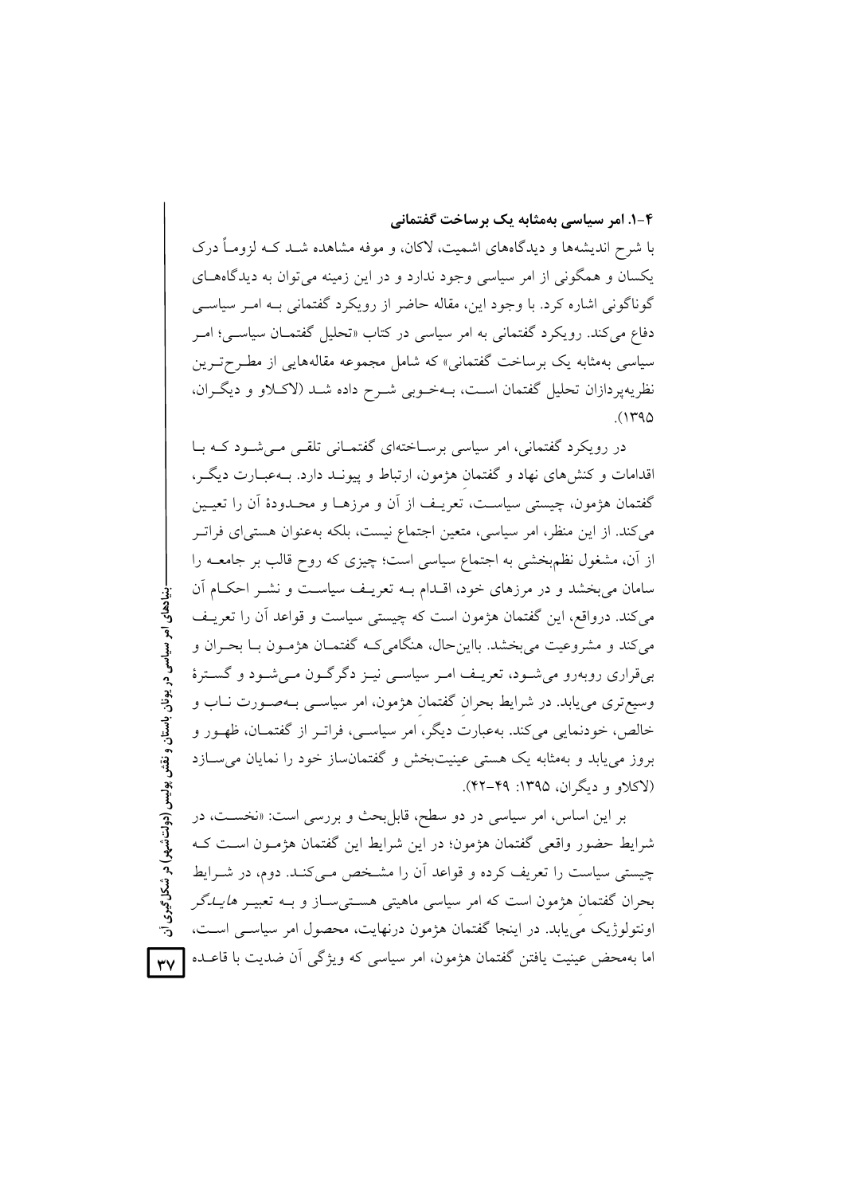### ۴-۱. امر سیاسی به‌مثابه یک برساخت گفتمانی

با شرح اندیشه‌ها و دیدگاه‌های اشمیت، لاکان، و موفه مشاهده شد که لزوماً درک یکسان و همگونی از امر سیاسی وجود ندارد و در این زمینه می‌توان به دیدگاه‌های گوناگونی اشاره کرد. با وجود این، مقاله حاضر از رویکرد گفتمانی به امر سیاسی دفاع می‌کند. رویکرد گفتمانی به امر سیاسی در کتاب «تحلیل گفتمان سیاسی؛ امر سیاسی به‌مثابه یک برساخت گفتمانی» که شامل مجموعه مقاله‌هایی از مطرح‌ترین نظریه‌پردازان تحلیل گفتمان است، به‌خوبی شرح داده شد (لاکلاو و دیگران، ۱۳۹۵).

در رویکرد گفتمانی، امر سیاسی برساخته‌ای گفتمانی تلقی می‌شود که با اقدامات و کنش‌های نهاد و گفتمانِ هژمون، ارتباط و پیوند دارد. به‌عبارت دیگر، گفتمان هژمون، چیستی سیاست، تعریف از آن و مرزها و محدودهٔ آن را تعیین می‌کند. از این منظر، امر سیاسی، متعین اجتماع نیست، بلکه به‌عنوان هستی‌ای فراتر از آن، مشغول نظم‌بخشی به اجتماع سیاسی است؛ چیزی که روح قالب بر جامعه را سامان می‌بخشد و در مرزهای خود، اقدام به تعریف سیاست و نشر احکام آن می‌کند. درواقع، این گفتمان هژمون است که چیستی سیاست و قواعد آن را تعریف می‌کند و مشروعیت می‌بخشد. بااین‌حال، هنگامی‌که گفتمان هژمون با بحران و بی‌قراری روبه‌رو می‌شود، تعریف امر سیاسی نیز دگرگون می‌شود و گسترهٔ وسیع‌تری می‌یابد. در شرایط بحرانِ گفتمانِ هژمون، امر سیاسی به‌صورت ناب و خالص، خودنمایی می‌کند. به‌عبارت دیگر، امر سیاسی، فراتر از گفتمان، ظهور و بروز می‌یابد و به‌مثابه یک هستی عینیت‌بخش و گفتمان‌ساز خود را نمایان می‌سازد (لاکلاو و دیگران، ۱۳۹۵: ۴۹-۴۲).

بر این اساس، امر سیاسی در دو سطح، قابل‌بحث و بررسی است: «نخست، در شرایط حضور واقعی گفتمان هژمون؛ در این شرایط این گفتمان هژمون است که چیستی سیاست را تعریف کرده و قواعد آن را مشخص می‌کند. دوم، در شرایط بحرانِ گفتمانِ هژمون است که امر سیاسی ماهیتی هستی‌ساز و به تعبیر *هایدگر* اونتولوژیک می‌یابد. در اینجا گفتمان هژمون درنهایت، محصول امر سیاسی است، اما به‌محض عینیت یافتن گفتمان هژمون، امر سیاسی که ویژگی آن ضدیت با قاعده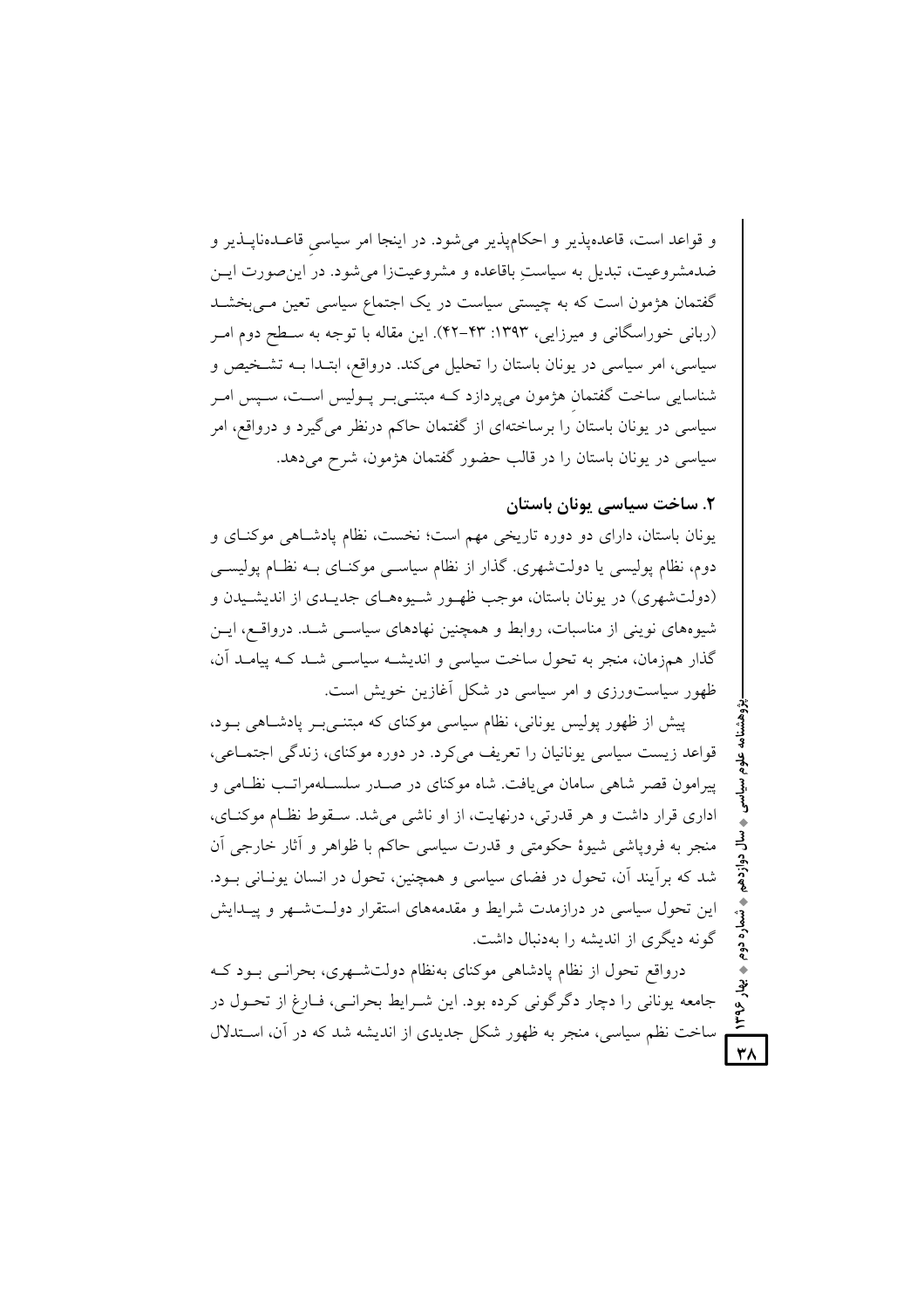و قواعد است، قاعده‌پذیر و احکام‌پذیر می‌شود. در اینجا امر سیاسیِ قاعده‌ناپذیر و ضدمشروعیت، تبدیل به سیاستِ باقاعده و مشروعیت‌زا می‌شود. در این‌صورت این گفتمان هژمون است که به چیستی سیاست در یک اجتماع سیاسی تعین می‌بخشد (ربانی خوراسگانی و میرزایی، ۱۳۹۳: ۴۳-۴۲). این مقاله با توجه به سطح دوم امر سیاسی، امر سیاسی در یونان باستان را تحلیل می‌کند. درواقع، ابتدا به تشخیص و شناسایی ساخت گفتمانِ هژمون می‌پردازد که مبتنی‌بر پولیس است، سپس امر سیاسی در یونان باستان را برساخته‌ای از گفتمان حاکم درنظر می‌گیرد و درواقع، امر سیاسی در یونان باستان را در قالب حضور گفتمان هژمون، شرح می‌دهد.

## ۲. ساخت سیاسی یونان باستان

یونان باستان، دارای دو دوره تاریخی مهم است؛ نخست، نظام پادشاهی موکنای و دوم، نظام پولیسی یا دولت‌شهری. گذار از نظام سیاسی موکنای به نظام پولیسی (دولت‌شهری) در یونان باستان، موجب ظهور شیوه‌های جدیدی از اندیشیدن و شیوه‌های نوینی از مناسبات، روابط و همچنین نهادهای سیاسی شد. درواقع، این گذار هم‌زمان، منجر به تحول ساخت سیاسی و اندیشه سیاسی شد که پیامد آن، ظهور سیاست‌ورزی و امر سیاسی در شکل آغازین خویش است.

پیش از ظهور پولیس یونانی، نظام سیاسی موکنای که مبتنی‌بر پادشاهی بود، قواعد زیست سیاسی یونانیان را تعریف می‌کرد. در دوره موکنای، زندگی اجتماعی، پیرامون قصر شاهی سامان می‌یافت. شاه موکنای در صدر سلسله‌مراتب نظامی و اداری قرار داشت و هر قدرتی، درنهایت، از او ناشی می‌شد. سقوط نظام موکنای، منجر به فروپاشی شیوهٔ حکومتی و قدرت سیاسی حاکم با ظواهر و آثار خارجی آن شد که برآیند آن، تحول در فضای سیاسی و همچنین، تحول در انسان یونانی بود. این تحول سیاسی در درازمدت شرایط و مقدمه‌های استقرار دولت‌شهر و پیدایش گونه دیگری از اندیشه را به‌دنبال داشت.

درواقع تحول از نظام پادشاهی موکنای به‌نظام دولت‌شهری، بحرانی بود که جامعه یونانی را دچار دگرگونی کرده بود. این شرایط بحرانی، فارغ از تحول در ساخت نظم سیاسی، منجر به ظهور شکل جدیدی از اندیشه شد که در آن، استدلال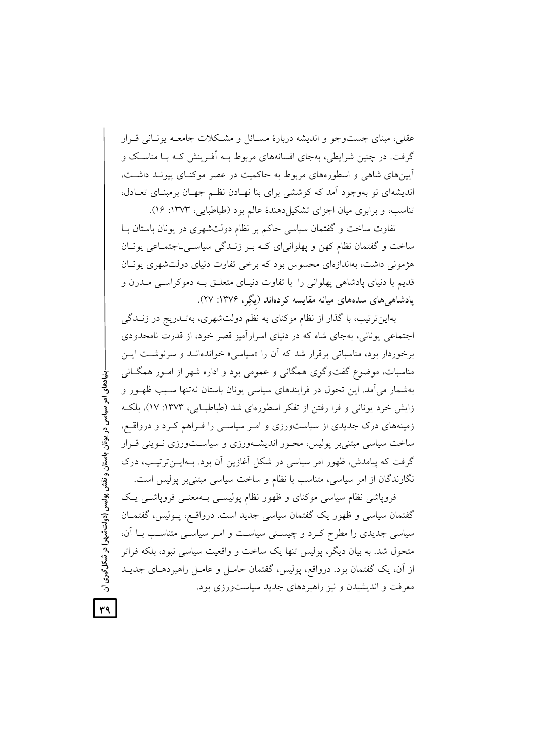عقلی، مبنای جست‌وجو و اندیشه دربارهٔ مسائل و مشکلات جامعه یونانی قرار گرفت. در چنین شرایطی، به‌جای افسانه‌های مربوط به آفرینش که با مناسک و آیین‌های شاهی و اسطوره‌های مربوط به حاکمیت در عصر موکنای پیوند داشت، اندیشه‌ای نو به‌وجود آمد که کوششی برای بنا نهادن نظم جهان برمبنای تعادل، تناسب، و برابری میان اجزای تشکیل‌دهندهٔ عالم بود (طباطبایی، ۱۳۷۳: ۱۶).

تفاوت ساخت و گفتمان سیاسی حاکم بر نظام دولت‌شهری در یونان باستان با ساخت و گفتمان نظام کهن و پهلوانی‌ای که بر زندگی سیاسی‌ـاجتماعی یونان هژمونی داشت، به‌اندازه‌ای محسوس بود که برخی تفاوت دنیای دولت‌شهری یونان قدیم با دنیای پادشاهی پهلوانی را با تفاوت دنیای متعلق به دموکراسی مدرن و پادشاهی‌های سده‌های میانه مقایسه کرده‌اند (یگِر، ۱۳۷۶: ۲۷).

به‌این‌ترتیب، با گذار از نظام موکنای به نظم دولت‌شهری، به‌تدریج در زندگی اجتماعی یونانی، به‌جای شاه که در دنیای اسرارآمیز قصر خود، از قدرت نامحدودی برخوردار بود، مناسباتی برقرار شد که آن را «سیاسی» خوانده‌اند و سرنوشت این مناسبات، موضوع گفت‌وگوی همگانی و عمومی بود و اداره شهر از امور همگانی به‌شمار می‌آمد. این تحول در فرایندهای سیاسی یونان باستان نه‌تنها سبب ظهور و زایش خرد یونانی و فرا رفتن از تفکر اسطوره‌ای شد (طباطبایی، ۱۳۷۳: ۱۷)، بلکه زمینه‌های درک جدیدی از سیاست‌ورزی و امر سیاسی را فراهم کرد و درواقع، ساخت سیاسی مبتنی‌بر پولیس، محور اندیشه‌ورزی و سیاست‌ورزی نوینی قرار گرفت که پیامدش، ظهور امر سیاسی در شکل آغازین آن بود. به‌این‌ترتیب، درک نگارندگان از امر سیاسی، متناسب با نظام و ساخت سیاسی مبتنی‌بر پولیس است.

فروپاشی نظام سیاسی موکنای و ظهور نظام پولیسی به‌معنی فروپاشی یک گفتمان سیاسی و ظهور یک گفتمان سیاسی جدید است. درواقع، پولیس، گفتمان سیاسی جدیدی را مطرح کرد و چیستی سیاست و امر سیاسی متناسب با آن، متحول شد. به بیان دیگر، پولیس تنها یک ساخت و واقعیت سیاسی نبود، بلکه فراتر از آن، یک گفتمان بود. درواقع، پولیس، گفتمان حامل و عامل راهبردهای جدید معرفت و اندیشیدن و نیز راهبردهای جدید سیاست‌ورزی بود.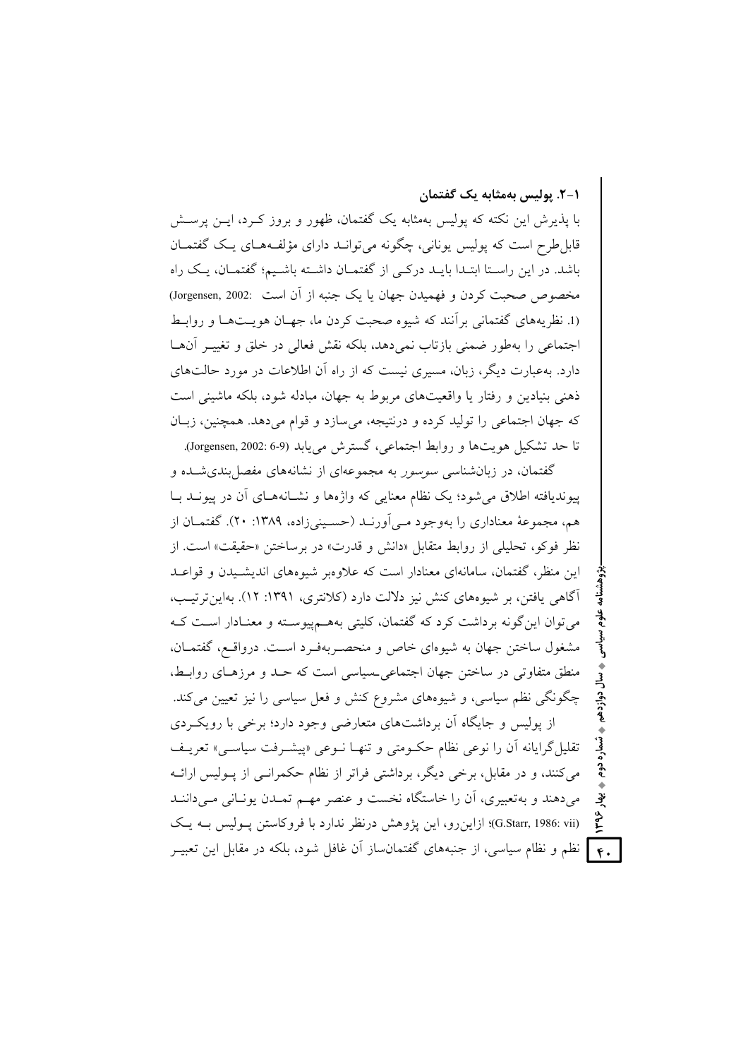### ۱-۲. پولیس به‌مثابه یک گفتمان

با پذیرش این نکته که پولیس به‌مثابه یک گفتمان، ظهور و بروز کرد، این پرسش قابل‌طرح است که پولیس یونانی، چگونه می‌تواند دارای مؤلفه‌های یک گفتمان باشد. در این راستا ابتدا باید درکی از گفتمان داشته باشیم؛ گفتمان، یک راه مخصوص صحبت کردن و فهمیدن جهان یا یک جنبه از آن است (Jorgensen, 2002: 1). نظریه‌های گفتمانی برآنند که شیوه صحبت کردن ما، جهان هویت‌ها و روابط اجتماعی را به‌طور ضمنی بازتاب نمی‌دهد، بلکه نقش فعالی در خلق و تغییر آن‌ها دارد. به‌عبارت دیگر، زبان، مسیری نیست که از راه آن اطلاعات در مورد حالت‌های ذهنی بنیادین و رفتار یا واقعیت‌های مربوط به جهان، مبادله شود، بلکه ماشینی است که جهان اجتماعی را تولید کرده و درنتیجه، می‌سازد و قوام می‌دهد. همچنین، زبان تا حد تشکیل هویت‌ها و روابط اجتماعی، گسترش می‌یابد (Jorgensen, 2002: 6-9).

گفتمان، در زبان‌شناسی *سوسور* به مجموعه‌ای از نشانه‌های مفصل‌بندی‌شده و پیوندیافته اطلاق می‌شود؛ یک نظام معنایی که واژه‌ها و نشانه‌های آن در پیوند با هم، مجموعهٔ معناداری را به‌وجود می‌آورند (حسینی‌زاده، ۱۳۸۹: ۲۰). گفتمان از نظر فوکو، تحلیلی از روابط متقابل «دانش و قدرت» در برساختن «حقیقت» است. از این منظر، گفتمان، سامانه‌ای معنادار است که علاوه‌بر شیوه‌های اندیشیدن و قواعد آگاهی یافتن، بر شیوه‌های کنش نیز دلالت دارد (کلانتری، ۱۳۹۱: ۱۲). به‌این‌ترتیب، می‌توان این‌گونه برداشت کرد که گفتمان، کلیتی به‌هم‌پیوسته و معنادار است که مشغول ساختن جهان به شیوه‌ای خاص و منحصربه‌فرد است. درواقع، گفتمان، منطق متفاوتی در ساختن جهان اجتماعی‌ـ‌سیاسی است که حد و مرزهای روابط، چگونگی نظم سیاسی، و شیوه‌های مشروع کنش و فعل سیاسی را نیز تعیین می‌کند.

از پولیس و جایگاه آن برداشت‌های متعارضی وجود دارد؛ برخی با رویکردی تقلیل‌گرایانه آن را نوعی نظام حکومتی و تنها نوعی «پیشرفت سیاسی» تعریف می‌کنند، و در مقابل، برخی دیگر، برداشتی فراتر از نظام حکمرانی از پولیس ارائه می‌دهند و به‌تعبیری، آن را خاستگاه نخست و عنصر مهم تمدن یونانی می‌دانند (G.Starr, 1986: vii)؛ ازاین‌رو، این پژوهش درنظر ندارد با فروکاستن پولیس به یک نظم و نظام سیاسی، از جنبه‌های گفتمان‌ساز آن غافل شود، بلکه در مقابل این تعبیر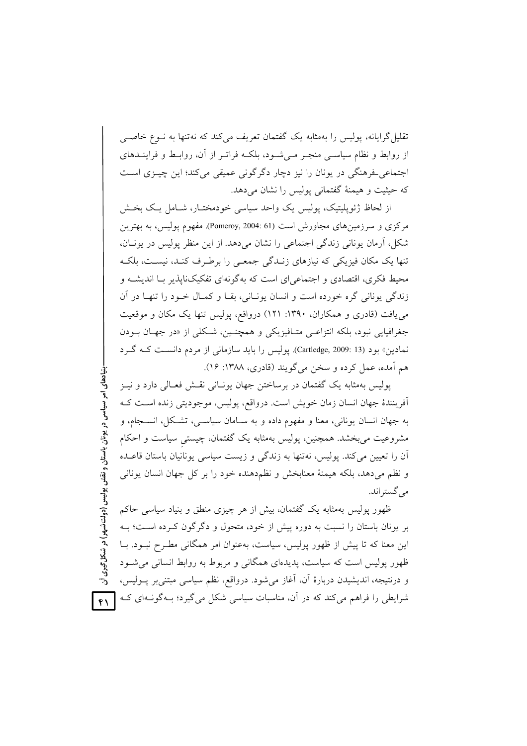تقلیل‌گرایانه، پولیس را به‌مثابه یک گفتمان تعریف می‌کند که نه‌تنها به نوع خاصی از روابط و نظام سیاسی منجر می‌شود، بلکه فراتر از آن، روابط و فرایندهای اجتماعی‌ـفرهنگی در یونان را نیز دچار دگرگونی عمیقی می‌کند؛ این چیزی است که حیثیت و هیمنهٔ گفتمانی پولیس را نشان می‌دهد.

از لحاظ ژئوپلیتیک، پولیس یک واحد سیاسی خودمختار، شامل یک بخش مرکزی و سرزمین‌های مجاورش است (Pomeroy, 2004: 61). مفهوم پولیس، به بهترین شکل، آرمان یونانی زندگی اجتماعی را نشان می‌دهد. از این منظر پولیس در یونان، تنها یک مکان فیزیکی که نیازهای زندگی جمعی را برطرف کند، نیست، بلکه محیط فکری، اقتصادی و اجتماعی‌ای است که به‌گونه‌ای تفکیک‌ناپذیر با اندیشه و زندگی یونانی گره خورده است و انسان یونانی، بقا و کمال خود را تنها در آن می‌یافت (قادری و همکاران، ۱۳۹۰: ۱۲۱) درواقع، پولیس تنها یک مکان و موقعیت جغرافیایی نبود، بلکه انتزاعی متافیزیکی و همچنین، شکلی از «در جهان بودن نمادین» بود (Cartledge, 2009: 13). پولیس را باید سازمانی از مردم دانست که گرد هم آمده، عمل کرده و سخن می‌گویند (قادری، ۱۳۸۸: ۱۶).

پولیس به‌مثابه یک گفتمان در برساختن جهان یونانی نقش فعالی دارد و نیز آفرینندهٔ جهان انسان زمان خویش است. درواقع، پولیس، موجودیتی زنده است که به جهان انسان یونانی، معنا و مفهوم داده و به سامان سیاسی، تشکل، انسجام، و مشروعیت می‌بخشد. همچنین، پولیس به‌مثابه یک گفتمان، چیستیِ سیاست و احکام آن را تعیین می‌کند. پولیس، نه‌تنها به زندگی و زیست سیاسی یونانیان باستان قاعده و نظم می‌دهد، بلکه هیمنهٔ معنابخش و نظم‌دهنده خود را بر کل جهان انسان یونانی می‌گستراند.

ظهور پولیس به‌مثابه یک گفتمان، بیش از هر چیزی منطق و بنیاد سیاسی حاکم بر یونان باستان را نسبت به دوره پیش از خود، متحول و دگرگون کرده است؛ به این معنا که تا پیش از ظهور پولیس، سیاست، به‌عنوان امر همگانی مطرح نبود. با ظهور پولیس است که سیاست، پدیده‌ای همگانی و مربوط به روابط انسانی می‌شود و درنتیجه، اندیشیدن دربارهٔ آن، آغاز می‌شود. درواقع، نظم سیاسی مبتنی‌بر پولیس، شرایطی را فراهم می‌کند که در آن، مناسبات سیاسی شکل می‌گیرد؛ به‌گونه‌ای که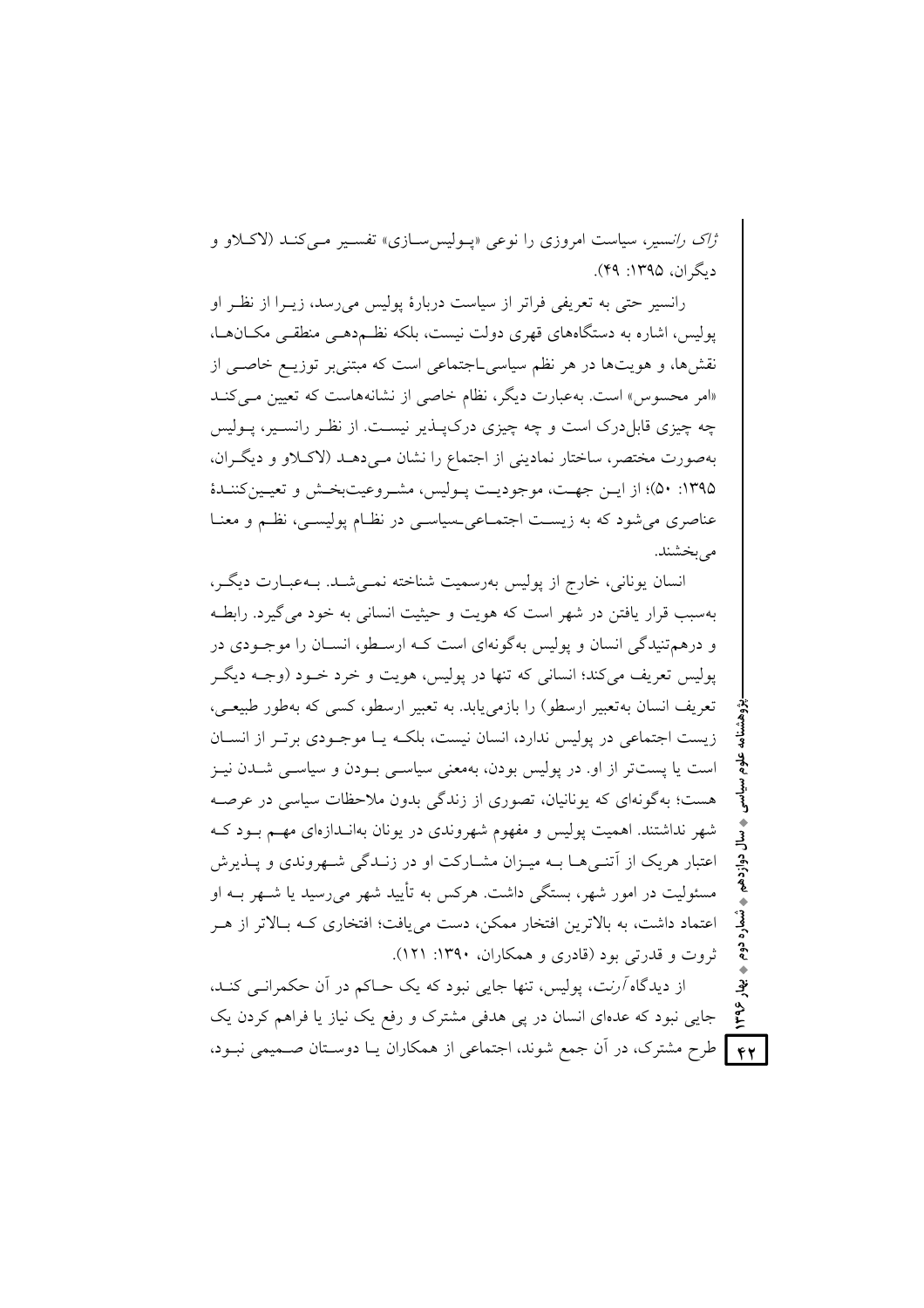*ژاک رانسیر*، سیاست امروزی را نوعی «پـولیس‌سـازی» تفسـیر مـی‌کنـد (لاکـلاو و دیگران، ۱۳۹۵: ۴۹).

رانسیر حتی به تعریفی فراتر از سیاست دربارۀ پولیس می‌رسد، زیـرا از نظـر او پولیس، اشاره به دستگاه‌های قهری دولت نیست، بلکه نظـم‌دهـی منطقـی مکـان‌هـا، نقش‌ها، و هویت‌ها در هر نظم سیاسی‌ـاجتماعی است که مبتنی‌بر توزیـع خاصـی از «امر محسوس» است. به‌عبارت دیگر، نظام خاصی از نشانه‌هاست که تعیین مـی‌کنـد چه چیزی قابل‌درک است و چه چیزی درک‌پـذیر نیسـت. از نظـر رانسـیر، پـولیس به‌صورت مختصر، ساختار نمادینی از اجتماع را نشان مـی‌دهـد (لاکـلاو و دیگـران، ۱۳۹۵: ۵۰)؛ از ایـن جهـت، موجودیـت پـولیس، مشـروعیت‌بخـش و تعیـین‌کننـدۀ عناصری می‌شود که به زیسـت اجتمـاعی‌ـسیاسـی در نظـام پولیسـی، نظـم و معنـا می‌بخشند.

انسان یونانی، خارج از پولیس به‌رسمیت شناخته نمـی‌شـد. بـه‌عبـارت دیگـر، به‌سبب قرار یافتن در شهر است که هویت و حیثیت انسانی به خود می‌گیرد. رابطـه و درهم‌تنیدگی انسان و پولیس به‌گونه‌ای است کـه ارسـطو، انسـان را موجـودی در پولیس تعریف می‌کند؛ انسانی که تنها در پولیس، هویت و خرد خـود (وجـه دیگـر تعریف انسان به‌تعبیر ارسطو) را بازمی‌یابد. به تعبیر ارسطو، کسی که به‌طور طبیعـی، زیست اجتماعی در پولیس ندارد، انسان نیست، بلکـه یـا موجـودی برتـر از انسـان است یا پست‌تر از او. در پولیس بودن، به‌معنی سیاسـی بـودن و سیاسـی شـدن نیـز هست؛ به‌گونه‌ای که یونانیان، تصوری از زندگی بدون ملاحظات سیاسی در عرصـه شهر نداشتند. اهمیت پولیس و مفهوم شهروندی در یونان به‌انـدازه‌ای مهـم بـود کـه اعتبار هریک از آتنـی‌هـا بـه میـزان مشـارکت او در زنـدگی شـهروندی و پـذیرش مسئولیت در امور شهر، بستگی داشت. هرکس به تأیید شهر می‌رسید یا شـهر بـه او اعتماد داشت، به بالاترین افتخار ممکن، دست می‌یافت؛ افتخاری کـه بـالاتر از هـر ثروت و قدرتی بود (قادری و همکاران، ۱۳۹۰: ۱۲۱).

از دیدگاه *آرنت*، پولیس، تنها جایی نبود که یک حـاکم در آن حکمرانـی کنـد، جایی نبود که عده‌ای انسان در پی هدفی مشترک و رفع یک نیاز یا فراهم کردن یک طرح مشترک، در آن جمع شوند، اجتماعی از همکاران یـا دوسـتان صـمیمی نبـود،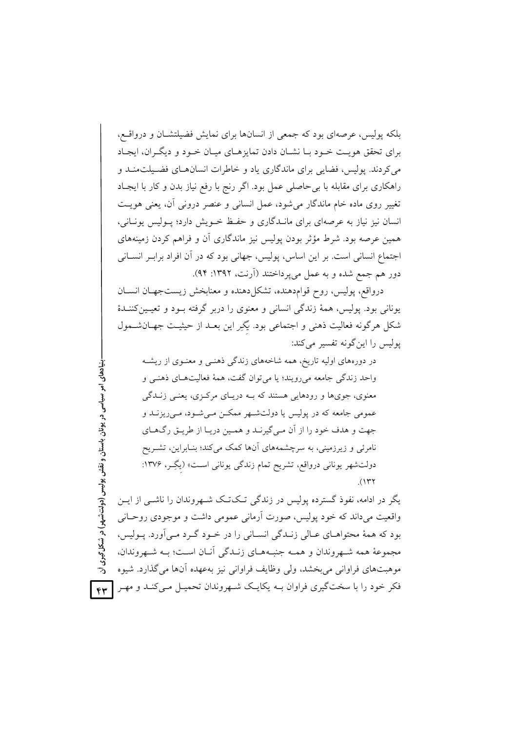بلکه پولیس، عرصه‌ای بود که جمعی از انسان‌ها برای نمایش فضیلتشان و درواقع، برای تحقق هویت خود با نشان دادن تمایزهای میان خود و دیگران، ایجاد می‌کردند. پولیس، فضایی برای ماندگاری یاد و خاطرات انسان‌های فضیلت‌مند و راهکاری برای مقابله با بی‌حاصلی عمل بود. اگر رنج با رفع نیاز بدن و کار با ایجاد تغییر روی ماده خام ماندگار می‌شود، عمل انسانی و عنصر درونی آن، یعنی هویت انسان نیز نیاز به عرصه‌ای برای ماندگاری و حفظ خویش دارد؛ پولیس یونانی، همین عرصه بود. شرط مؤثر بودن پولیس نیز ماندگاری آن و فراهم کردن زمینه‌های اجتماع انسانی است. بر این اساس، پولیس، جهانی بود که در آن افراد برابر انسانی دور هم جمع شده و به عمل می‌پرداختند (آرنت، ۱۳۹۲: ۹۴).

درواقع، پولیس، روح قوام‌دهنده، تشکل‌دهنده و معنابخش زیست‌جهان انسان یونانی بود. پولیس، همهٔ زندگی انسانی و معنوی را دربر گرفته بود و تعیین‌کنندهٔ شکل هرگونه فعالیت ذهنی و اجتماعی بود. یگِر این بعد از حیثیت جهان‌شمول پولیس را این‌گونه تفسیر می‌کند:

> در دوره‌های اولیه تاریخ، همه شاخه‌های زندگی ذهنی و معنوی از ریشه واحد زندگی جامعه می‌رویند؛ یا می‌توان گفت، همهٔ فعالیت‌های ذهنی و معنوی، جوی‌ها و رودهایی هستند که به دریای مرکزی، یعنی زندگی عمومی جامعه که در پولیس یا دولت‌شهر ممکن می‌شود، می‌ریزند و جهت و هدف خود را از آن می‌گیرند و همین دریا از طریق رگ‌های نامرئی و زیرزمینی، به سرچشمه‌های آن‌ها کمک می‌کند؛ بنابراین، تشریح دولت‌شهر یونانی درواقع، تشریح تمام زندگی یونانی است» (یِگِر، ۱۳۷۶: ۱۳۲).

یگر در ادامه، نفوذ گسترده پولیس در زندگی تک‌تک شهروندان را ناشی از این واقعیت می‌داند که خود پولیس، صورت آرمانی عمومی داشت و موجودی روحانی بود که همهٔ محتواهای عالی زندگی انسانی را در خود گرد می‌آورد. پولیس، مجموعهٔ همه شهروندان و همه جنبه‌های زندگی آنان است؛ به شهروندان، موهبت‌های فراوانی می‌بخشد، ولی وظایف فراوانی نیز به‌عهده آن‌ها می‌گذارد. شیوه فکر خود را با سخت‌گیری فراوان به یکایک شهروندان تحمیل می‌کند و مهر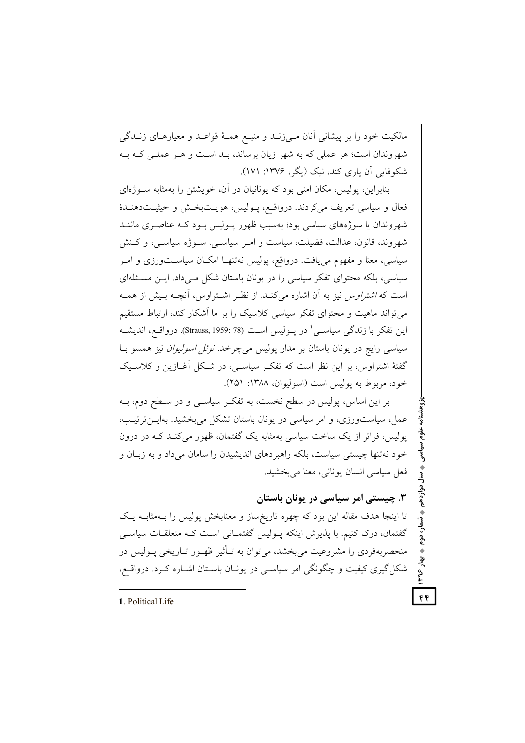مالکیت خود را بر پیشانی آنان می‌زند و منبع همهٔ قواعد و معیارهای زندگی شهروندان است؛ هر عملی که به شهر زیان برساند، بد است و هر عملی که به شکوفایی آن یاری کند، نیک (یگر، ۱۳۷۶: ۱۷۱).

بنابراین، پولیس، مکان امنی بود که یونانیان در آن، خویشتن را به‌مثابه سوژه‌ای فعال و سیاسی تعریف می‌کردند. درواقع، پولیس، هویت‌بخش و حیثیت‌دهندهٔ شهروندان یا سوژه‌های سیاسی بود؛ به‌سبب ظهور پولیس بود که عناصری مانند شهروند، قانون، عدالت، فضیلت، سیاست و امر سیاسی، سوژه سیاسی، و کنش سیاسی، معنا و مفهوم می‌یافت. درواقع، پولیس نه‌تنها امکان سیاست‌ورزی و امر سیاسی، بلکه محتوای تفکر سیاسی را در یونان باستان شکل می‌داد. این مسئله‌ای است که *اشتراوس* نیز به آن اشاره می‌کند. از نظر اشتراوس، آنچه بیش از همه می‌تواند ماهیت و محتوای تفکر سیاسی کلاسیک را بر ما آشکار کند، ارتباط مستقیم این تفکر با زندگی سیاسی[1] در پولیس است (Strauss, 1959: 78). درواقع، اندیشه سیاسی رایج در یونان باستان بر مدار پولیس می‌چرخد. *نوئل اسولیوان* نیز همسو با گفتهٔ اشتراوس، بر این نظر است که تفکر سیاسی، در شکل آغازین و کلاسیک خود، مربوط به پولیس است (اسولیوان، ۱۳۸۸: ۲۵۱).

بر این اساس، پولیس در سطح نخست، به تفکر سیاسی و در سطح دوم، به عمل، سیاست‌ورزی، و امر سیاسی در یونان باستان تشکل می‌بخشید. بهاین‌ترتیب، پولیس، فراتر از یک ساخت سیاسی به‌مثابه یک گفتمان، ظهور می‌کند که در درون خود نه‌تنها چیستی سیاست، بلکه راهبردهای اندیشیدن را سامان می‌داد و به زبان و فعل سیاسی انسان یونانی، معنا می‌بخشید.

## ۳. چیستی امر سیاسی در یونان باستان

تا اینجا هدف مقاله این بود که چهره تاریخ‌ساز و معنابخش پولیس را به‌مثابه یک گفتمان، درک کنیم. با پذیرش اینکه پولیس گفتمانی است که متعلقات سیاسی منحصربه‌فردی را مشروعیت می‌بخشد، می‌توان به تأثیر ظهور تاریخی پولیس در شکل‌گیری کیفیت و چگونگی امر سیاسی در یونان باستان اشاره کرد. درواقع،

---

1. Political Life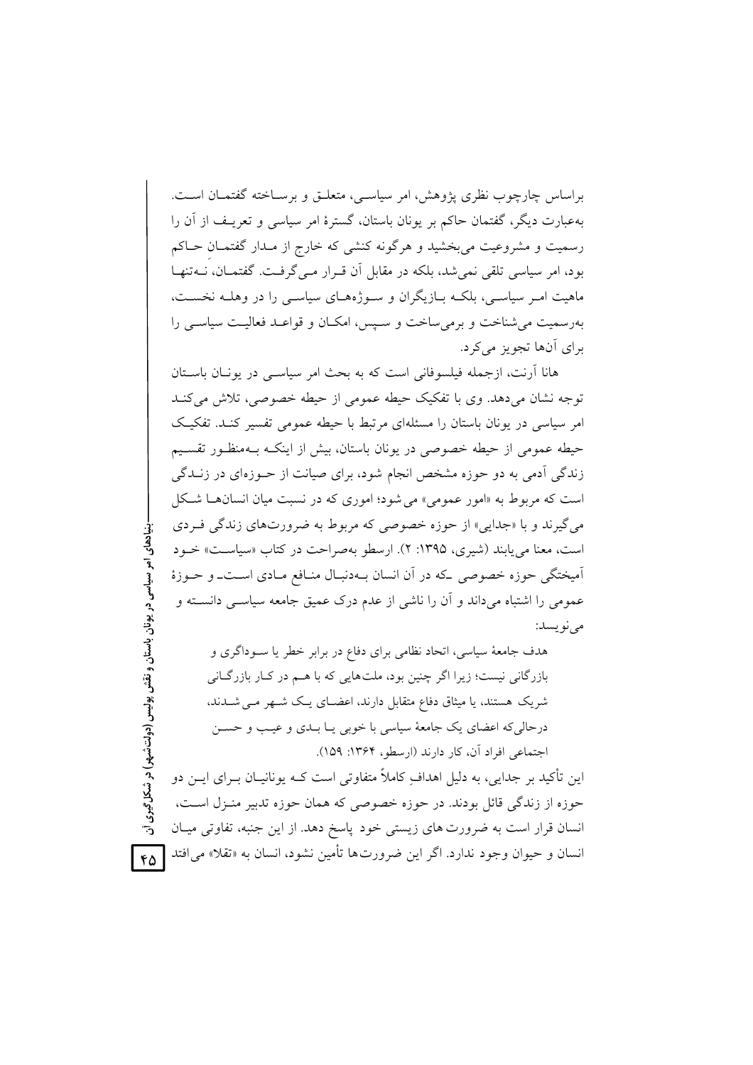براساس چارچوب نظری پژوهش، امر سیاسی، متعلق و برساخته گفتمان است. به‌عبارت دیگر، گفتمان حاکم بر یونان باستان، گسترهٔ امر سیاسی و تعریف از آن را رسمیت و مشروعیت می‌بخشید و هرگونه کنشی که خارج از مدار گفتمانِ حاکم بود، امر سیاسی تلقی نمی‌شد، بلکه در مقابل آن قرار می‌گرفت. گفتمان، نه‌تنها ماهیت امر سیاسی، بلکه بازیگران و سوژه‌های سیاسی را در وهله نخست، به‌رسمیت می‌شناخت و برمی‌ساخت و سپس، امکان و قواعد فعالیت سیاسی را برای آن‌ها تجویز می‌کرد.

هانا آرنت، ازجمله فیلسوفانی است که به بحث امر سیاسی در یونان باستان توجه نشان می‌دهد. وی با تفکیک حیطه عمومی از حیطه خصوصی، تلاش می‌کند امر سیاسی در یونان باستان را مسئله‌ای مرتبط با حیطه عمومی تفسیر کند. تفکیک حیطه عمومی از حیطه خصوصی در یونان باستان، بیش از اینکه به‌منظور تقسیم زندگی آدمی به دو حوزه مشخص انجام شود، برای صیانت از حوزه‌ای در زندگی است که مربوط به «امور عمومی» می‌شود؛ اموری که در نسبت میان انسان‌ها شکل می‌گیرند و با «جدایی» از حوزه خصوصی که مربوط به ضرورت‌های زندگی فردی است، معنا می‌یابند (شیری، ۱۳۹۵: ۲). ارسطو به‌صراحت در کتاب «سیاست» خود آمیختگی حوزه خصوصی ـ‌که در آن انسان به‌دنبال منافع مادی است‌ـ و حوزهٔ عمومی را اشتباه می‌داند و آن را ناشی از عدم درک عمیق جامعه سیاسی دانسته و می‌نویسد:

> هدف جامعهٔ سیاسی، اتحاد نظامی برای دفاع در برابر خطر یا سوداگری و بازرگانی نیست؛ زیرا اگر چنین بود، ملت‌هایی که با هم در کار بازرگانی شریک هستند، یا میثاق دفاع متقابل دارند، اعضای یک شهر می‌شدند، درحالی‌که اعضای یک جامعهٔ سیاسی با خوبی یا بدی و عیب و حسن اجتماعی افراد آن، کار دارند (ارسطو، ۱۳۶۴: ۱۵۹).

این تأکید بر جدایی، به دلیل اهدافِ کاملاً متفاوتی است که یونانیان برای این دو حوزه از زندگی قائل بودند. در حوزه خصوصی که همان حوزه تدبیر منزل است، انسان قرار است به ضرورت‌های زیستی خود پاسخ دهد. از این جنبه، تفاوتی میان انسان و حیوان وجود ندارد. اگر این ضرورت‌ها تأمین نشود، انسان به «تقلا» می‌افتد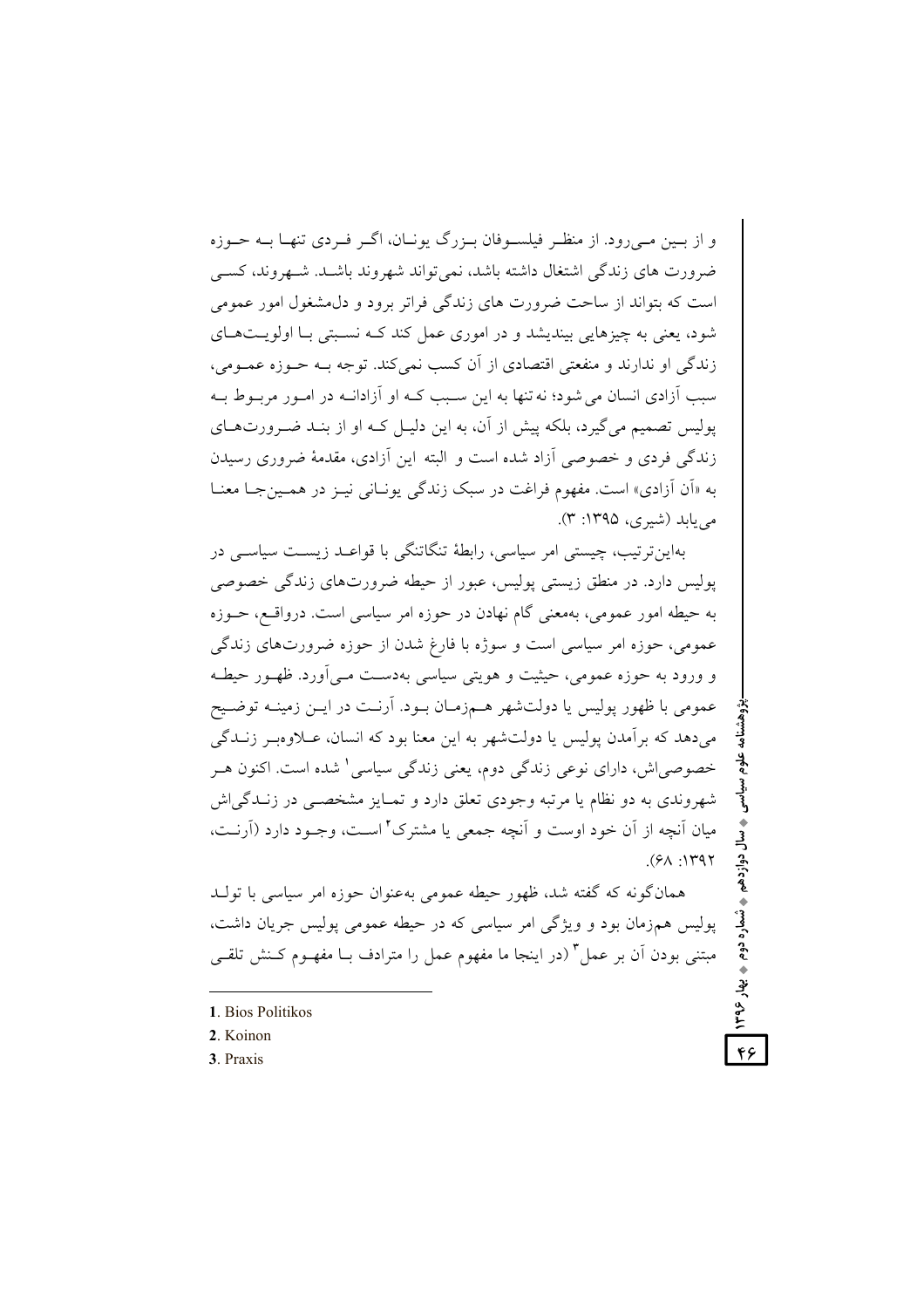و از بـین مـی‌رود. از منظـر فیلسـوفان بـزرگ یونـان، اگـر فـردی تنهـا بـه حـوزه ضرورت های زندگی اشتغال داشته باشد، نمی‌تواند شهروند باشـد. شـهروند، کسـی است که بتواند از ساحت ضرورت های زندگی فراتر برود و دل‌مشغول امور عمومی شود، یعنی به چیزهایی بیندیشد و در اموری عمل کند کـه نسـبتی بـا اولویـت‌هـای زندگی او ندارند و منفعتی اقتصادی از آن کسب نمی‌کند. توجه بـه حـوزه عمـومی، سبب آزادی انسان می شود؛ نه تنها به این سـبب کـه او آزادانـه در امـور مربـوط بـه پولیس تصمیم می‌گیرد، بلکه پیش از آن، به این دلیـل کـه او از بنـد ضـرورت‌هـای زندگی فردی و خصوصی آزاد شده است و البته این آزادی، مقدمهٔ ضروری رسیدن به «آن آزادی» است. مفهوم فراغت در سبک زندگی یونـانی نیـز در همـین‌جـا معنـا می‌یابد (شیری، ۱۳۹۵: ۳).

به‌این‌ترتیب، چیستی امر سیاسی، رابطهٔ تنگاتنگی با قواعـد زیسـت سیاسـی در پولیس دارد. در منطق زیستی پولیس، عبور از حیطه ضرورت‌های زندگی خصوصی به حیطه امور عمومی، به‌معنی گام نهادن در حوزه امر سیاسی است. درواقـع، حـوزه عمومی، حوزه امر سیاسی است و سوژه با فارغ شدن از حوزه ضرورت‌های زندگی و ورود به حوزه عمومی، حیثیت و هویتی سیاسی به‌دسـت مـی‌آورد. ظهـور حیطـه عمومی با ظهور پولیس یا دولت‌شهر هـم‌زمـان بـود. آرنـت در ایـن زمینـه توضـیح می‌دهد که برآمدن پولیس یا دولت‌شهر به این معنا بود که انسان، عـلاوه‌بـر زنـدگی خصوصی‌اش، دارای نوعی زندگی دوم، یعنی زندگی سیاسی[1] شده است. اکنون هـر شهروندی به دو نظام یا مرتبه وجودی تعلق دارد و تمـایز مشخصـی در زنـدگی‌اش میان آنچه از آن خود اوست و آنچه جمعی یا مشترک[2] اسـت، وجـود دارد (آرنـت، ۱۳۹۲: ۶۸).

همان‌گونه که گفته شد، ظهور حیطه عمومی به‌عنوان حوزه امر سیاسی با تولـد پولیس هم‌زمان بود و ویژگی امر سیاسی که در حیطه عمومی پولیس جریان داشت، مبتنی بودن آن بر عمل[3] (در اینجا ما مفهوم عمل را مترادف بـا مفهـوم کـنش تلقـی

---

1. Bios Politikos
2. Koinon
3. Praxis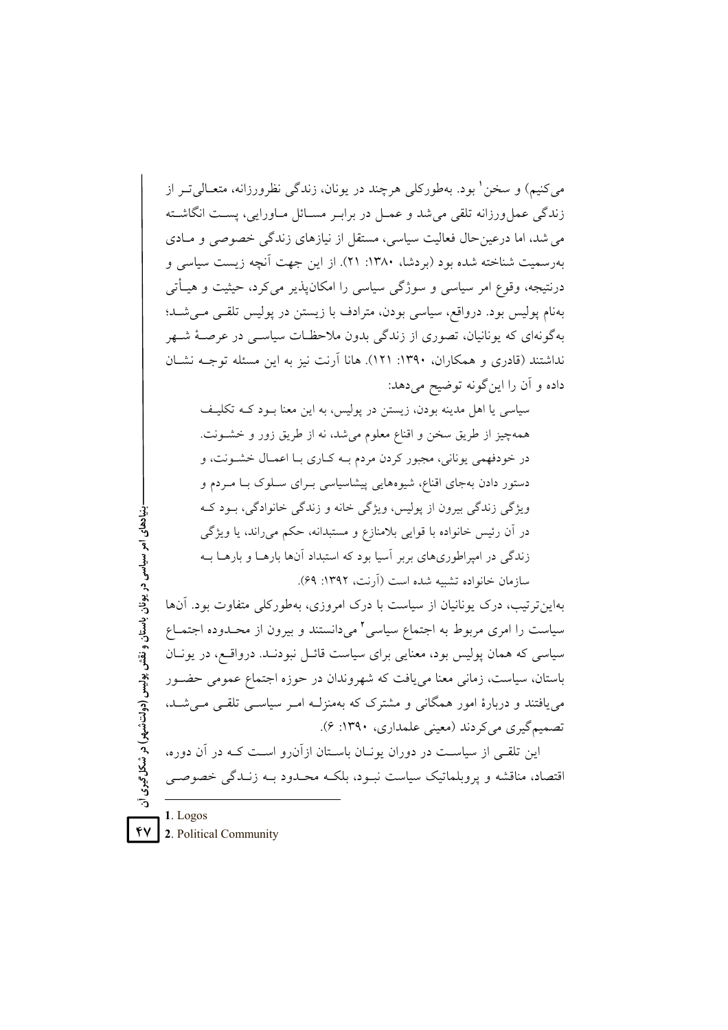می‌کنیم) و سخن[1] بود. به‌طورکلی هرچند در یونان، زندگی نظرورزانه، متعالی‌تر از زندگی عمل‌ورزانه تلقی می‌شد و عمل در برابر مسائل ماورایی، پست انگاشته می‌شد، اما درعین‌حال فعالیت سیاسی، مستقل از نیازهای زندگی خصوصی و مادی به‌رسمیت شناخته شده بود (بردشا، ۱۳۸۰: ۲۱). از این جهت آنچه زیست سیاسی و درنتیجه، وقوع امر سیاسی و سوژگی سیاسی را امکان‌پذیر می‌کرد، حیثیت و هیأتی به‌نام پولیس بود. درواقع، سیاسی بودن، مترادف با زیستن در پولیس تلقی می‌شد؛ به‌گونه‌ای که یونانیان، تصوری از زندگی بدون ملاحظات سیاسی در عرصهٔ شهر نداشتند (قادری و همکاران، ۱۳۹۰: ۱۲۱). هانا آرنت نیز به این مسئله توجه نشان داده و آن را این‌گونه توضیح می‌دهد:

> سیاسی یا اهل مدینه بودن، زیستن در پولیس، به این معنا بود که تکلیف همه‌چیز از طریق سخن و اقناع معلوم می‌شد، نه از طریق زور و خشونت. در خودفهمی یونانی، مجبور کردن مردم به کاری با اعمال خشونت، و دستور دادن به‌جای اقناع، شیوه‌هایی پیشاسیاسی برای سلوک با مردم و ویژگی زندگی بیرون از پولیس، ویژگی خانه و زندگی خانوادگی، بود که در آن رئیس خانواده با قوایی بلامنازع و مستبدانه، حکم می‌راند، یا ویژگی زندگی در امپراطوری‌های بربر آسیا بود که استبداد آن‌ها بارها و بارها به سازمان خانواده تشبیه شده است (آرنت، ۱۳۹۲: ۶۹).

به‌این‌ترتیب، درک یونانیان از سیاست با درک امروزی، به‌طورکلی متفاوت بود. آن‌ها سیاست را امری مربوط به اجتماع سیاسی[2] می‌دانستند و بیرون از محدوده اجتماع سیاسی که همان پولیس بود، معنایی برای سیاست قائل نبودند. درواقع، در یونان باستان، سیاست، زمانی معنا می‌یافت که شهروندان در حوزه اجتماع عمومی حضور می‌یافتند و دربارهٔ امور همگانی و مشترک که به‌منزله امر سیاسی تلقی می‌شد، تصمیم‌گیری می‌کردند (معینی علمداری، ۱۳۹۰: ۶).

این تلقی از سیاست در دوران یونان باستان ازآن‌رو است که در آن دوره، اقتصاد، مناقشه و پروبلماتیک سیاست نبود، بلکه محدود به زندگی خصوصی

---

1. Logos
2. Political Community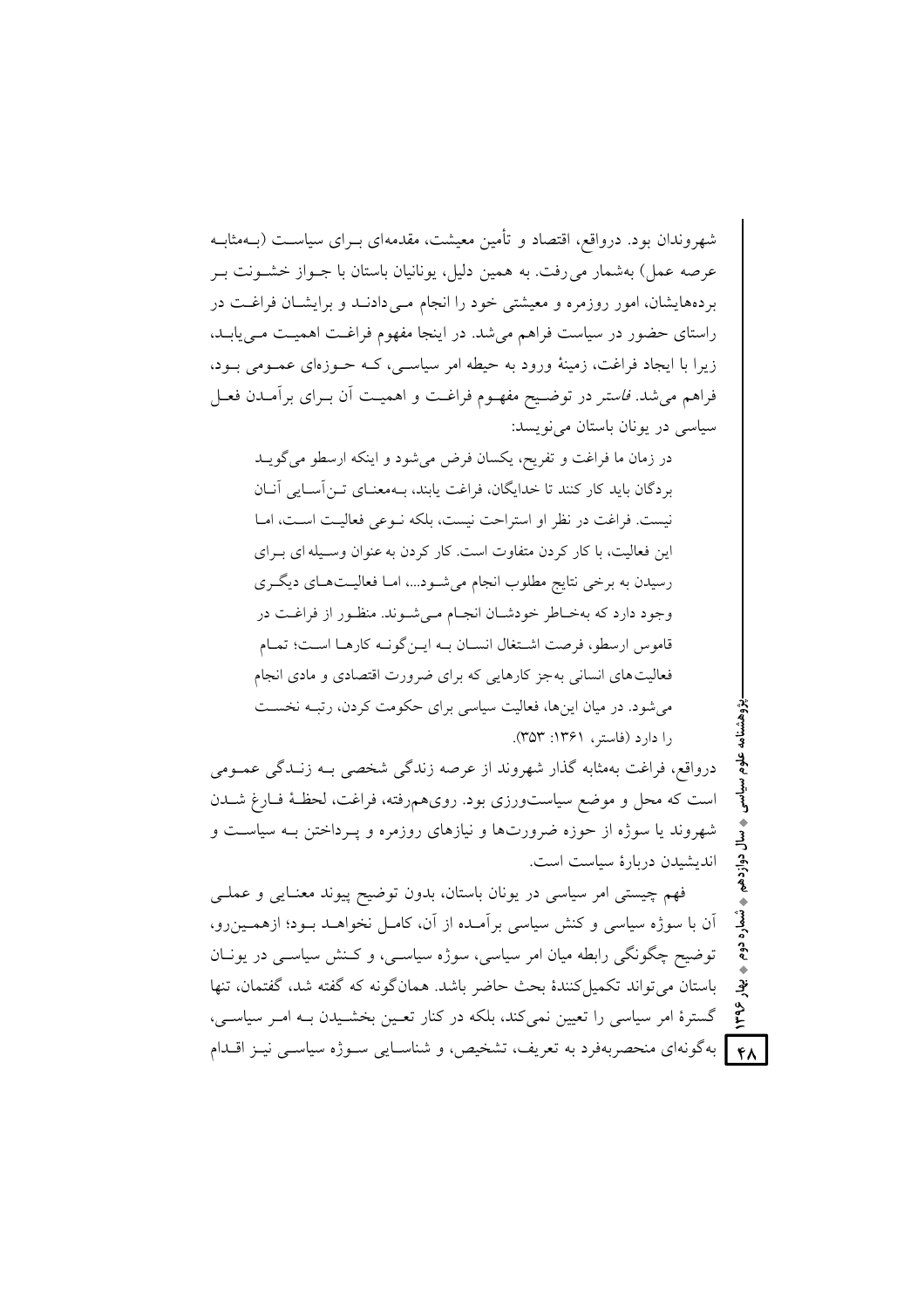شهروندان بود. درواقع، اقتصاد و تأمین معیشت، مقدمه‌ای برای سیاست (به‌مثابه عرصه عمل) به‌شمار می‌رفت. به همین دلیل، یونانیان باستان با جواز خشونت بر برده‌هایشان، امور روزمره و معیشتی خود را انجام می‌دادند و برایشان فراغت در راستای حضور در سیاست فراهم می‌شد. در اینجا مفهوم فراغت اهمیت می‌یابد، زیرا با ایجاد فراغت، زمینهٔ ورود به حیطه امر سیاسی، که حوزه‌ای عمومی بود، فراهم می‌شد. *فاستر* در توضیح مفهوم فراغت و اهمیت آن برای برآمدن فعل سیاسی در یونان باستان می‌نویسد:

> در زمان ما فراغت و تفریح، یکسان فرض می‌شود و اینکه ارسطو می‌گوید بردگان باید کار کنند تا خدایگان، فراغت یابند، به‌معنای تن‌آسایی آنان نیست. فراغت در نظر او استراحت نیست، بلکه نوعی فعالیت است، اما این فعالیت، با کار کردن متفاوت است. کار کردن به عنوان وسیله ای برای رسیدن به برخی نتایج مطلوب انجام می‌شود...، اما فعالیت‌های دیگری وجود دارد که به‌خاطر خودشان انجام می‌شوند. منظور از فراغت در قاموس ارسطو، فرصت اشتغال انسان به این‌گونه کارها است؛ تمام فعالیت‌های انسانی به‌جز کارهایی که برای ضرورت اقتصادی و مادی انجام می‌شود. در میان این‌ها، فعالیت سیاسی برای حکومت کردن، رتبه نخست را دارد (فاستر، ۱۳۶۱: ۳۵۳).

درواقع، فراغت به‌مثابه گذار شهروند از عرصه زندگی شخصی به زندگی عمومی است که محل و موضع سیاست‌ورزی بود. روی‌هم‌رفته، فراغت، لحظهٔ فارغ شدن شهروند یا سوژه از حوزه ضرورت‌ها و نیازهای روزمره و پرداختن به سیاست و اندیشیدن دربارهٔ سیاست است.

فهم چیستی امر سیاسی در یونان باستان، بدون توضیح پیوند معنایی و عملی آن با سوژه سیاسی و کنش سیاسی برآمده از آن، کامل نخواهد بود؛ ازهمین‌رو، توضیح چگونگی رابطه میان امر سیاسی، سوژه سیاسی، و کنش سیاسی در یونان باستان می‌تواند تکمیل‌کنندهٔ بحث حاضر باشد. همان‌گونه که گفته شد، گفتمان، تنها گسترهٔ امر سیاسی را تعیین نمی‌کند، بلکه در کنار تعین بخشیدن به امر سیاسی، به‌گونه‌ای منحصربه‌فرد به تعریف، تشخیص، و شناسایی سوژه سیاسی نیز اقدام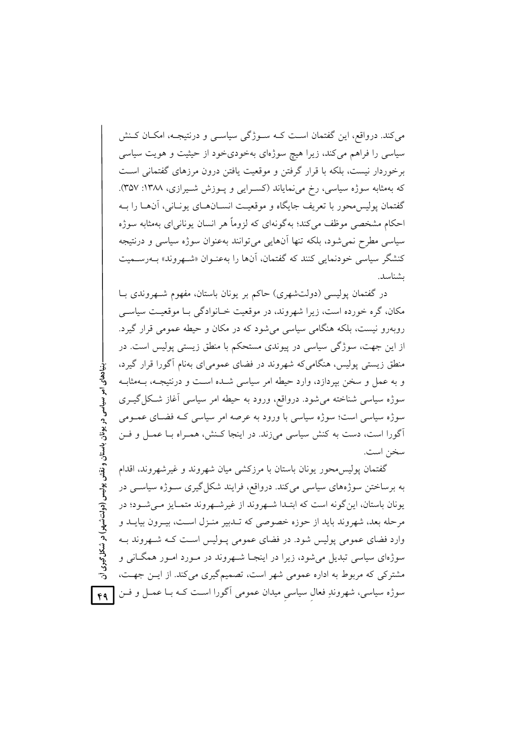می‌کند. درواقع، این گفتمان است که سوژگی سیاسی و درنتیجه، امکان کنش سیاسی را فراهم می‌کند، زیرا هیچ سوژه‌ای به‌خودی‌خود از حیثیت و هویت سیاسی برخوردار نیست، بلکه با قرار گرفتن و موقعیت یافتن درون مرزهای گفتمانی است که به‌مثابه سوژه سیاسی، رخ می‌نمایاند (کسرایی و پوزش شیرازی، ۱۳۸۸: ۳۵۷). گفتمان پولیس‌محور با تعریف جایگاه و موقعیت انسان‌های یونانی، آن‌ها را به احکام مشخصی موظف می‌کند؛ به‌گونه‌ای که لزوماً هر انسان یونانی‌ای به‌مثابه سوژه سیاسی مطرح نمی‌شود، بلکه تنها آن‌هایی می‌توانند به‌عنوان سوژه سیاسی و درنتیجه کنشگر سیاسی خودنمایی کنند که گفتمان، آن‌ها را به‌عنوان «شهروند» به‌رسمیت بشناسد.

در گفتمان پولیسی (دولت‌شهری) حاکم بر یونان باستان، مفهوم شهروندی با مکان، گره خورده است، زیرا شهروند، در موقعیت خانوادگی با موقعیت سیاسی روبه‌رو نیست، بلکه هنگامی سیاسی می‌شود که در مکان و حیطه عمومی قرار گیرد. از این جهت، سوژگی سیاسی در پیوندی مستحکم با منطق زیستی پولیس است. در منطق زیستی پولیس، هنگامی‌که شهروند در فضای عمومی‌ای به‌نام آگورا قرار گیرد، و به عمل و سخن بپردازد، وارد حیطه امر سیاسی شده است و درنتیجه، به‌مثابه سوژه سیاسی شناخته می‌شود. درواقع، ورود به حیطه امر سیاسی آغاز شکل‌گیری سوژه سیاسی است؛ سوژه سیاسی با ورود به عرصه امر سیاسی که فضای عمومی آگورا است، دست به کنش سیاسی می‌زند. در اینجا کنش، همراه با عمل و فن سخن است.

گفتمان پولیس‌محور یونان باستان با مرزکشی میان شهروند و غیرشهروند، اقدام به برساختن سوژه‌های سیاسی می‌کند. درواقع، فرایند شکل‌گیری سوژه سیاسی در یونان باستان، این‌گونه است که ابتدا شهروند از غیرشهروند متمایز می‌شود؛ در مرحله بعد، شهروند باید از حوزه خصوصی که تدبیر منزل است، بیرون بیاید و وارد فضای عمومی پولیس شود. در فضای عمومی پولیس است که شهروند به سوژه‌ای سیاسی تبدیل می‌شود، زیرا در اینجا شهروند در مورد امور همگانی و مشترکی که مربوط به اداره عمومی شهر است، تصمیم‌گیری می‌کند. از این جهت، سوژه سیاسی، شهروندِ فعالِ سیاسیِ میدان عمومی آگورا است که با عمل و فن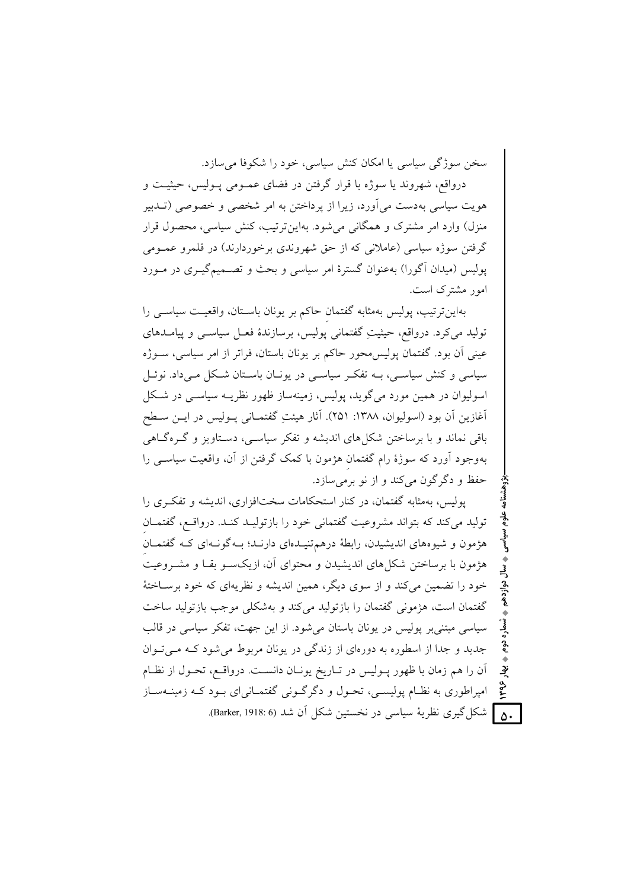سخن سوژگی سیاسی یا امکان کنش سیاسی، خود را شکوفا می‌سازد.

درواقع، شهروند یا سوژه با قرار گرفتن در فضای عمومی پولیس، حیثیت و هویت سیاسی به‌دست می‌آورد، زیرا از پرداختن به امر شخصی و خصوصی (تدبیر منزل) وارد امر مشترک و همگانی می‌شود. به‌این‌ترتیب، کنش سیاسی، محصول قرار گرفتن سوژه سیاسی (عاملانی که از حق شهروندی برخوردارند) در قلمرو عمومی پولیس (میدان آگورا) به‌عنوان گسترهٔ امر سیاسی و بحث و تصمیم‌گیری در مورد امور مشترک است.

به‌این‌ترتیب، پولیس به‌مثابه گفتمانِ حاکم بر یونان باستان، واقعیت سیاسی را تولید می‌کرد. درواقع، حیثیتِ گفتمانی پولیس، برسازندهٔ فعل سیاسی و پیامدهای عینی آن بود. گفتمان پولیس‌محور حاکم بر یونان باستان، فراتر از امر سیاسی، سوژه سیاسی و کنش سیاسی، به تفکر سیاسی در یونان باستان شکل می‌داد. نوئل اسولیوان در همین مورد می‌گوید، پولیس، زمینه‌ساز ظهور نظریه سیاسی در شکل آغازین آن بود (اسولیوان، ۱۳۸۸: ۲۵۱). آثار هیئتِ گفتمانی پولیس در این سطح باقی نماند و با برساختن شکل‌های اندیشه و تفکر سیاسی، دستاویز و گره‌گاهی به‌وجود آورد که سوژهٔ رام گفتمانِ هژمون با کمک گرفتن از آن، واقعیت سیاسی را حفظ و دگرگون می‌کند و از نو برمی‌سازد.

پولیس، به‌مثابه گفتمان، در کنار استحکامات سخت‌افزاری، اندیشه و تفکری را تولید می‌کند که بتواند مشروعیت گفتمانی خود را بازتولید کند. درواقع، گفتمانِ هژمون و شیوه‌های اندیشیدن، رابطهٔ درهم‌تنیده‌ای دارند؛ به‌گونه‌ای که گفتمانِ هژمون با برساختن شکل‌های اندیشیدن و محتوای آن، ازیک‌سو بقا و مشروعیت خود را تضمین می‌کند و از سوی دیگر، همین اندیشه و نظریه‌ای که خود برساختهٔ گفتمان است، هژمونی گفتمان را بازتولید می‌کند و به‌شکلی موجب بازتولید ساخت سیاسی مبتنی‌بر پولیس در یونان باستان می‌شود. از این جهت، تفکر سیاسی در قالب جدید و جدا از اسطوره به دوره‌ای از زندگی در یونان مربوط می‌شود که می‌توان آن را هم زمان با ظهور پولیس در تاریخ یونان دانست. درواقع، تحول از نظام امپراطوری به نظام پولیسی، تحول و دگرگونی گفتمانی‌ای بود که زمینه‌ساز شکل‌گیری نظریهٔ سیاسی در نخستین شکل آن شد (Barker, 1918: 6).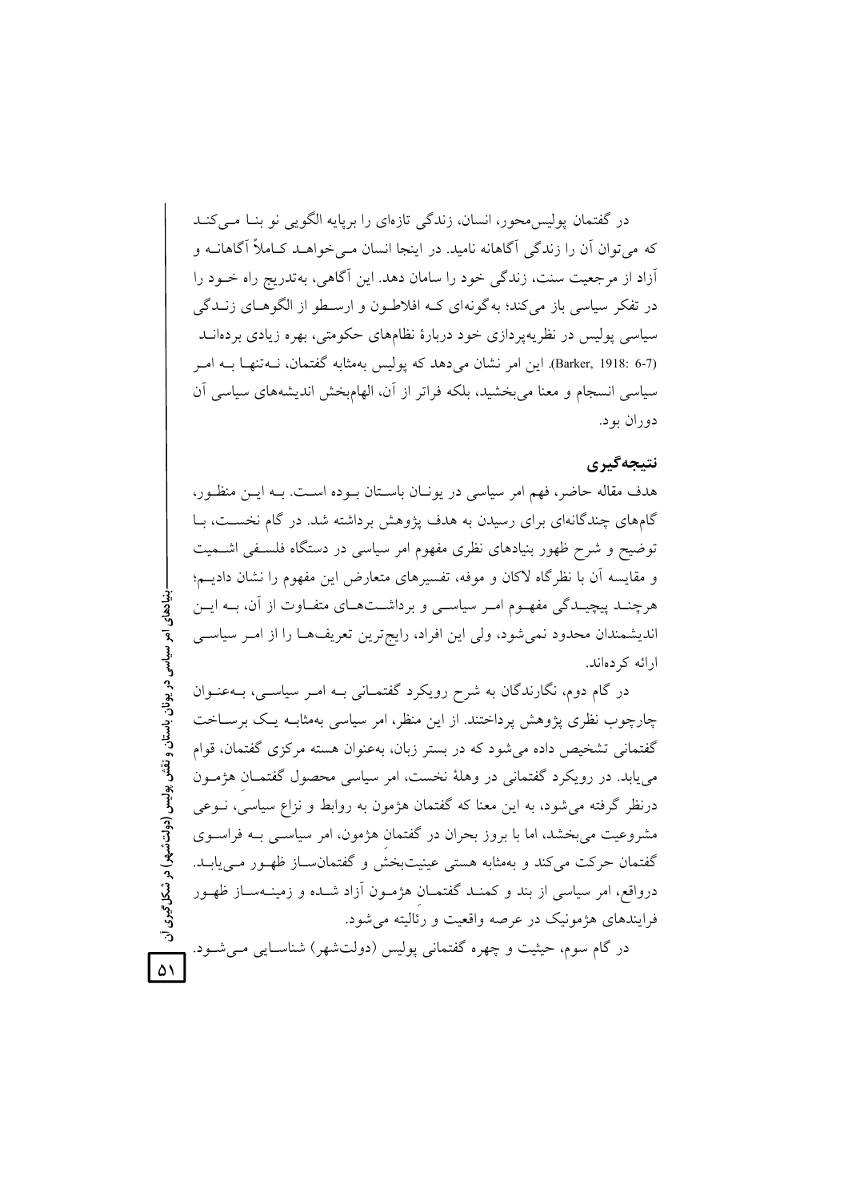در گفتمان پولیس‌محور، انسان، زندگی تازه‌ای را برپایه الگویی نو بنا می‌کند که می‌توان آن را زندگی آگاهانه نامید. در اینجا انسان می‌خواهد کاملاً آگاهانه و آزاد از مرجعیت سنت، زندگی خود را سامان دهد. این آگاهی، به‌تدریج راه خود را در تفکر سیاسی باز می‌کند؛ به‌گونه‌ای که افلاطون و ارسطو از الگوهای زندگی سیاسی پولیس در نظریه‌پردازی خود دربارهٔ نظام‌های حکومتی، بهره زیادی برده‌اند (Barker, 1918: 6-7). این امر نشان می‌دهد که پولیس به‌مثابه گفتمان، نه‌تنها به امر سیاسی انسجام و معنا می‌بخشید، بلکه فراتر از آن، الهام‌بخش اندیشه‌های سیاسی آن دوران بود.

## نتیجه‌گیری

هدف مقاله حاضر، فهم امر سیاسی در یونان باستان بوده است. به این منظور، گام‌های چندگانه‌ای برای رسیدن به هدف پژوهش برداشته شد. در گام نخست، با توضیح و شرح ظهور بنیادهای نظری مفهوم امر سیاسی در دستگاه فلسفی اشمیت و مقایسه آن با نظرگاه لاکان و موفه، تفسیرهای متعارض این مفهوم را نشان دادیم؛ هرچند پیچیدگی مفهوم امر سیاسی و برداشت‌های متفاوت از آن، به این اندیشمندان محدود نمی‌شود، ولی این افراد، رایج‌ترین تعریف‌ها را از امر سیاسی ارائه کرده‌اند.

در گام دوم، نگارندگان به شرح رویکرد گفتمانی به امر سیاسی، به‌عنوان چارچوب نظری پژوهش پرداختند. از این منظر، امر سیاسی به‌مثابه یک برساخت گفتمانی تشخیص داده می‌شود که در بستر زبان، به‌عنوان هسته مرکزی گفتمان، قوام می‌یابد. در رویکرد گفتمانی در وهلهٔ نخست، امر سیاسی محصول گفتمانِ هژمون درنظر گرفته می‌شود، به این معنا که گفتمان هژمون به روابط و نزاع سیاسی، نوعی مشروعیت می‌بخشد، اما با بروز بحران در گفتمانِ هژمون، امر سیاسی به فراسوی گفتمان حرکت می‌کند و به‌مثابه هستی عینیت‌بخش و گفتمان‌ساز ظهور می‌یابد. درواقع، امر سیاسی از بند و کمند گفتمانِ هژمون آزاد شده و زمینه‌ساز ظهور فرایندهای هژمونیک در عرصه واقعیت و رئالیته می‌شود.

در گام سوم، حیثیت و چهره گفتمانی پولیس (دولت‌شهر) شناسایی می‌شود.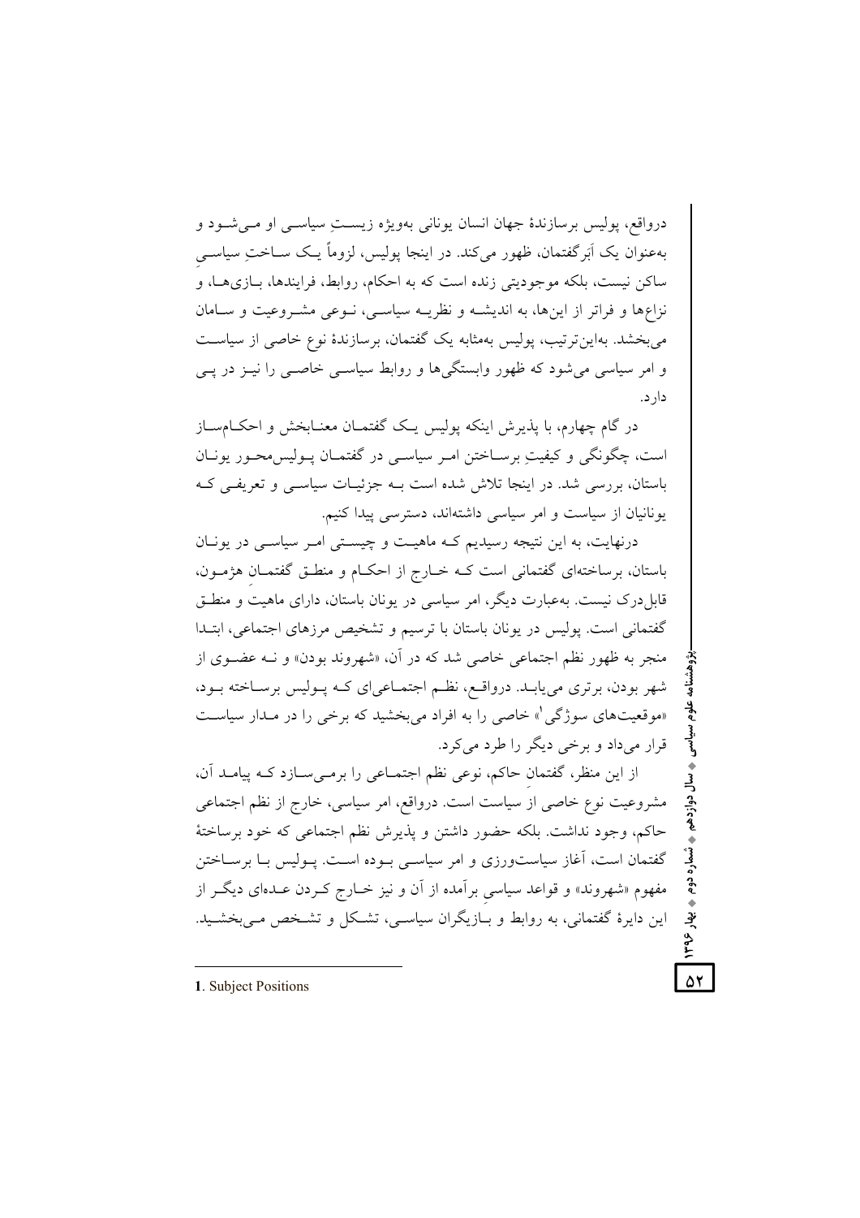درواقع، پولیس برسازندهٔ جهان انسان یونانی به‌ویژه زیستِ سیاسی او می‌شود و به‌عنوان یک اَبَرگفتمان، ظهور می‌کند. در اینجا پولیس، لزوماً یک ساختِ سیاسیِ ساکن نیست، بلکه موجودیتی زنده است که به احکام، روابط، فرایندها، بازی‌ها، و نزاع‌ها و فراتر از این‌ها، به اندیشه و نظریه سیاسی، نوعی مشروعیت و سامان می‌بخشد. به‌این‌ترتیب، پولیس به‌مثابه یک گفتمان، برسازندهٔ نوع خاصی از سیاست و امر سیاسی می‌شود که ظهور وابستگی‌ها و روابط سیاسی خاصی را نیز در پی دارد.

در گام چهارم، با پذیرش اینکه پولیس یک گفتمان معنابخش و احکام‌ساز است، چگونگی و کیفیتِ برساختن امر سیاسی در گفتمان پولیس‌محور یونان باستان، بررسی شد. در اینجا تلاش شده است به جزئیات سیاسی و تعریفی که یونانیان از سیاست و امر سیاسی داشته‌اند، دسترسی پیدا کنیم.

درنهایت، به این نتیجه رسیدیم که ماهیت و چیستی امر سیاسی در یونان باستان، برساخته‌ای گفتمانی است که خارج از احکام و منطق گفتمانِ هژمون، قابل‌درک نیست. به‌عبارت دیگر، امر سیاسی در یونان باستان، دارای ماهیت و منطق گفتمانی است. پولیس در یونان باستان با ترسیم و تشخیص مرزهای اجتماعی، ابتدا منجر به ظهور نظم اجتماعی خاصی شد که در آن، «شهروند بودن» و نه عضوی از شهر بودن، برتری می‌یابد. درواقع، نظم اجتماعی‌ای که پولیس برساخته بود، «موقعیت‌های سوژگی[1]» خاصی را به افراد می‌بخشید که برخی را در مدار سیاست قرار می‌داد و برخی دیگر را طرد می‌کرد.

از این منظر، گفتمانِ حاکم، نوعی نظم اجتماعی را برمی‌سازد که پیامد آن، مشروعیت نوع خاصی از سیاست است. درواقع، امر سیاسی، خارج از نظم اجتماعی حاکم، وجود نداشت. بلکه حضور داشتن و پذیرش نظم اجتماعی که خود برساختهٔ گفتمان است، آغاز سیاست‌ورزی و امر سیاسی بوده است. پولیس با برساختن مفهوم «شهروند» و قواعد سیاسیِ برآمده از آن و نیز خارج کردن عده‌ای دیگر از این دایرهٔ گفتمانی، به روابط و بازیگران سیاسی، تشکل و تشخص می‌بخشید.

---

1. Subject Positions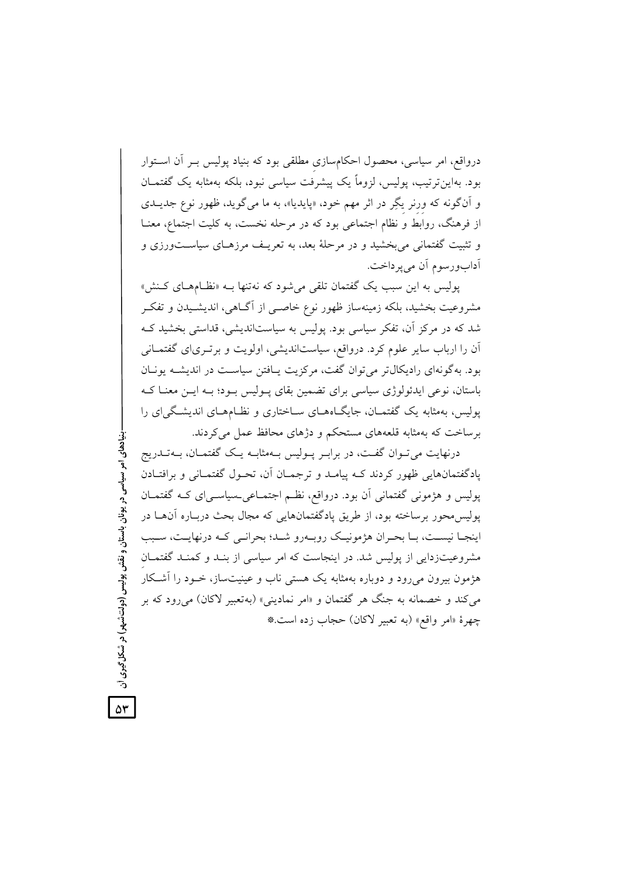درواقع، امر سیاسی، محصول احکام‌سازیِ مطلقی بود که بنیاد پولیس بر آن استوار بود. به‌این‌ترتیب، پولیس، لزوماً یک پیشرفت سیاسی نبود، بلکه به‌مثابه یک گفتمان و آن‌گونه که ورنر یگر در اثر مهم خود، «پایدیا»، به ما می‌گوید، ظهور نوع جدیدی از فرهنگ، روابط و نظام اجتماعی بود که در مرحله نخست، به کلیت اجتماع، معنا و تثبیت گفتمانی می‌بخشید و در مرحلهٔ بعد، به تعریف مرزهای سیاست‌ورزی و آداب‌ورسوم آن می‌پرداخت.

پولیس به این سبب یک گفتمان تلقی می‌شود که نه‌تنها به «نظام‌های کنش» مشروعیت بخشید، بلکه زمینه‌ساز ظهور نوع خاصی از آگاهی، اندیشیدن و تفکر شد که در مرکز آن، تفکر سیاسی بود. پولیس به سیاست‌اندیشی، قداستی بخشید که آن را ارباب سایر علوم کرد. درواقع، سیاست‌اندیشی، اولویت و برتری‌ای گفتمانی بود. به‌گونه‌ای رادیکال‌تر می‌توان گفت، مرکزیت یافتن سیاست در اندیشه یونان باستان، نوعی ایدئولوژی سیاسی برای تضمین بقای پولیس بود؛ به این معنا که پولیس، به‌مثابه یک گفتمان، جایگاه‌های ساختاری و نظام‌های اندیشگی‌ای را برساخت که به‌مثابه قلعه‌های مستحکم و دژهای محافظ عمل می‌کردند.

درنهایت می‌توان گفت، در برابر پولیس به‌مثابه یک گفتمان، به‌تدریج پادگفتمان‌هایی ظهور کردند که پیامد و ترجمان آن، تحول گفتمانی و برافتادن پولیس و هژمونی گفتمانی آن بود. درواقع، نظم اجتماعی‌ـسیاسی‌ای که گفتمان پولیس‌محور برساخته بود، از طریق پادگفتمان‌هایی که مجال بحث درباره آن‌ها در اینجا نیست، با بحران هژمونیک روبه‌رو شد؛ بحرانی که درنهایت، سبب مشروعیت‌زدایی از پولیس شد. در اینجاست که امر سیاسی از بند و کمند گفتمان هژمون بیرون می‌رود و دوباره به‌مثابه یک هستی ناب و عینیت‌ساز، خود را آشکار می‌کند و خصمانه به جنگ هر گفتمان و «امر نمادینی» (به‌تعبیر لاکان) می‌رود که بر چهرهٔ «امر واقع» (به تعبیر لاکان) حجاب زده است.*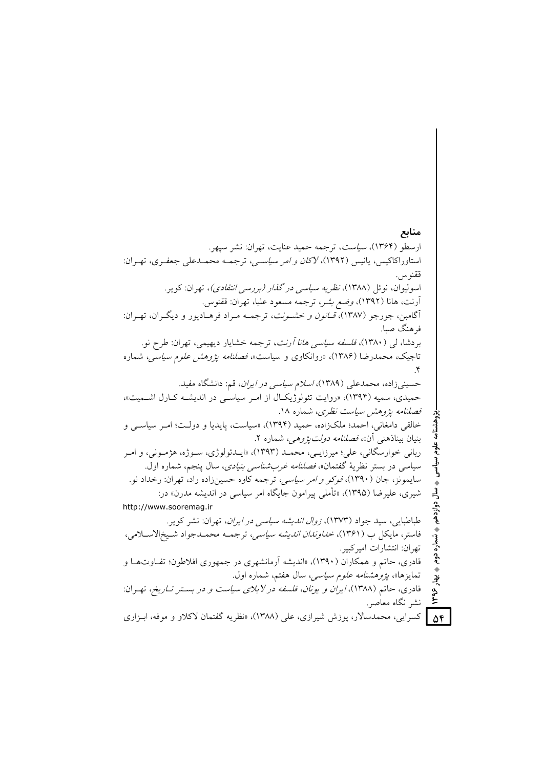## منابع

ارسطو (۱۳۶۴)، *سیاست*، ترجمه حمید عنایت، تهران: نشر سپهر.

استاوراکاکیس، یانیس (۱۳۹۲)، *لاکان و امر سیاسی*، ترجمه محمدعلی جعفری، تهران: ققنوس.

اسولیوان، نوئل (۱۳۸۸)، *نظریه سیاسی در گذار (بررسی انتقادی)*، تهران: کویر.

آرنت، هانا (۱۳۹۲)، *وضع بشر*، ترجمه مسعود علیا، تهران: ققنوس.

آگامبن، جورجو (۱۳۸۷)، *قانون و خشونت*، ترجمه مراد فرهادپور و دیگران، تهران: فرهنگ صبا.

بردشا، لی (۱۳۸۰)، *فلسفه سیاسی هانا آرنت*، ترجمه خشایار دیهیمی، تهران: طرح نو.

تاجیک، محمدرضا (۱۳۸۶)، «روانکاوی و سیاست»، *فصلنامه پژوهش علوم سیاسی*، شماره ۴.

حسینی‌زاده، محمدعلی (۱۳۸۹)، *اسلام سیاسی در ایران*، قم: دانشگاه مفید.

حمیدی، سمیه (۱۳۹۴)، «روایت تئولوژیکال از امر سیاسی در اندیشه کارل اشمیت»، *فصلنامه پژوهش سیاست نظری*، شماره ۱۸.

خالقی دامغانی، احمد؛ ملک‌زاده، حمید (۱۳۹۴)، «سیاست، پایدیا و دولت؛ امر سیاسی و بنیان بنیاذهنی آن»، *فصلنامه دولت‌پژوهی*، شماره ۲.

ربانی خوارسگانی، علی؛ میرزایی، محمد (۱۳۹۳)، «ایدئولوژی، سوژه، هژمونی، و امر سیاسی در بستر نظریهٔ گفتمان»، *فصلنامه غرب‌شناسی بنیادی*، سال پنجم، شماره اول.

سایمونز، جان (۱۳۹۰)، *فوکو و امر سیاسی*، ترجمه کاوه حسین‌زاده راد، تهران: رخداد نو.

شیری، علیرضا (۱۳۹۵)، «تأملی پیرامون جایگاه امر سیاسی در اندیشه مدرن» در:
http://www.sooremag.ir

طباطبایی، سید جواد (۱۳۷۳)، *زوال اندیشه سیاسی در ایران*، تهران: نشر کویر.

فاستر، مایکل ب (۱۳۶۱)، *خداوندان اندیشه سیاسی*، ترجمه محمدجواد شیخ‌الاسلامی، تهران: انتشارات امیرکبیر.

قادری، حاتم و همکاران (۱۳۹۰)، «اندیشه آرمانشهری در جمهوری افلاطون؛ تفاوت‌ها و تمایزها»، *پژوهشنامه علوم سیاسی*، سال هفتم، شماره اول.

قادری، حاتم (۱۳۸۸)، *ایران و یونان، فلسفه در لابلای سیاست و در بستر تاریخ*، تهران: نشر نگاه معاصر.

کسرایی، محمدسالار، پوزش شیرازی، علی (۱۳۸۸)، «نظریه گفتمان لاکلاو و موفه، ابزاری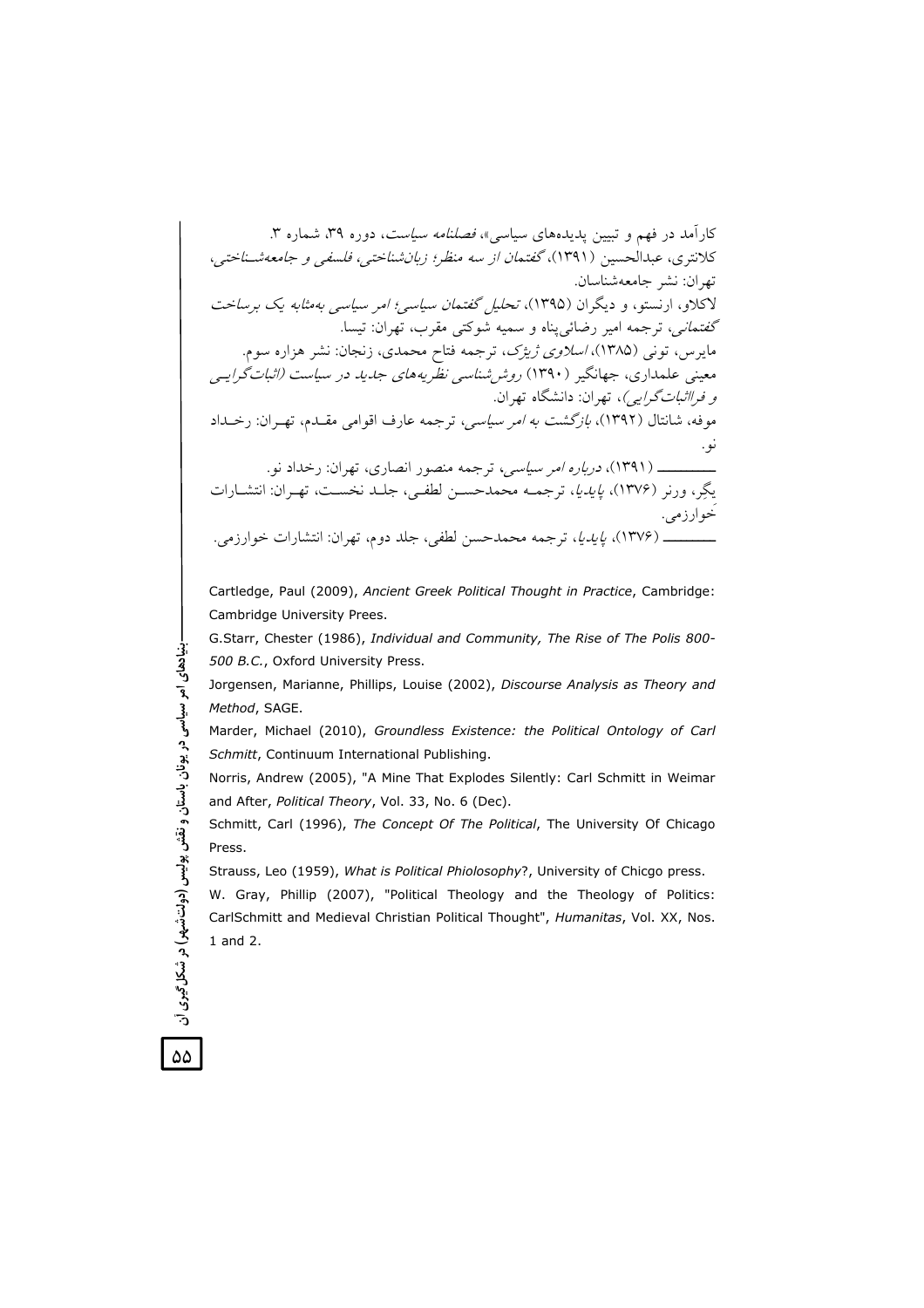کارآمد در فهم و تبیین پدیده‌های سیاسی»، *فصلنامه سیاست*، دوره ۳۹، شماره ۳.

کلانتری، عبدالحسین (۱۳۹۱)، *گفتمان از سه منظر؛ زبان‌شناختی، فلسفی و جامعه‌شناختی*، تهران: نشر جامعه‌شناسان.

لاکلاو، ارنستو، و دیگران (۱۳۹۵)، *تحلیل گفتمان سیاسی؛ امر سیاسی به‌مثابه یک برساخت گفتمانی*، ترجمه امیر رضائی‌پناه و سمیه شوکتی مقرب، تهران: تیسا.

مایرس، تونی (۱۳۸۵)، *اسلاوی ژیژک*، ترجمه فتاح محمدی، زنجان: نشر هزاره سوم.

معینی علمداری، جهانگیر (۱۳۹۰) *روش‌شناسی نظریه‌های جدید در سیاست (اثبات‌گرایی و فرااثبات‌گرایی)*، تهران: دانشگاه تهران.

موفه، شانتال (۱۳۹۲)، *بازگشت به امر سیاسی*، ترجمه عارف اقوامی مقدم، تهران: رخداد نو.

ـــــــــ (۱۳۹۱)، *درباره امر سیاسی*، ترجمه منصور انصاری، تهران: رخداد نو.

یگر، ورنر (۱۳۷۶)، *پایدیا*، ترجمه محمدحسن لطفی، جلد نخست، تهران: انتشارات خوارزمی.

ـــــــــ (۱۳۷۶)، *پایدیا*، ترجمه محمدحسن لطفی، جلد دوم، تهران: انتشارات خوارزمی.

Cartledge, Paul (2009), *Ancient Greek Political Thought in Practice*, Cambridge: Cambridge University Prees.

G.Starr, Chester (1986), *Individual and Community, The Rise of The Polis 800-500 B.C.*, Oxford University Press.

Jorgensen, Marianne, Phillips, Louise (2002), *Discourse Analysis as Theory and Method*, SAGE.

Marder, Michael (2010), *Groundless Existence: the Political Ontology of Carl Schmitt*, Continuum International Publishing.

Norris, Andrew (2005), "A Mine That Explodes Silently: Carl Schmitt in Weimar and After, *Political Theory*, Vol. 33, No. 6 (Dec).

Schmitt, Carl (1996), *The Concept Of The Political*, The University Of Chicago Press.

Strauss, Leo (1959), *What is Political Phiolosophy*?, University of Chicgo press.

W. Gray, Phillip (2007), "Political Theology and the Theology of Politics: CarlSchmitt and Medieval Christian Political Thought", *Humanitas*, Vol. XX, Nos. 1 and 2.